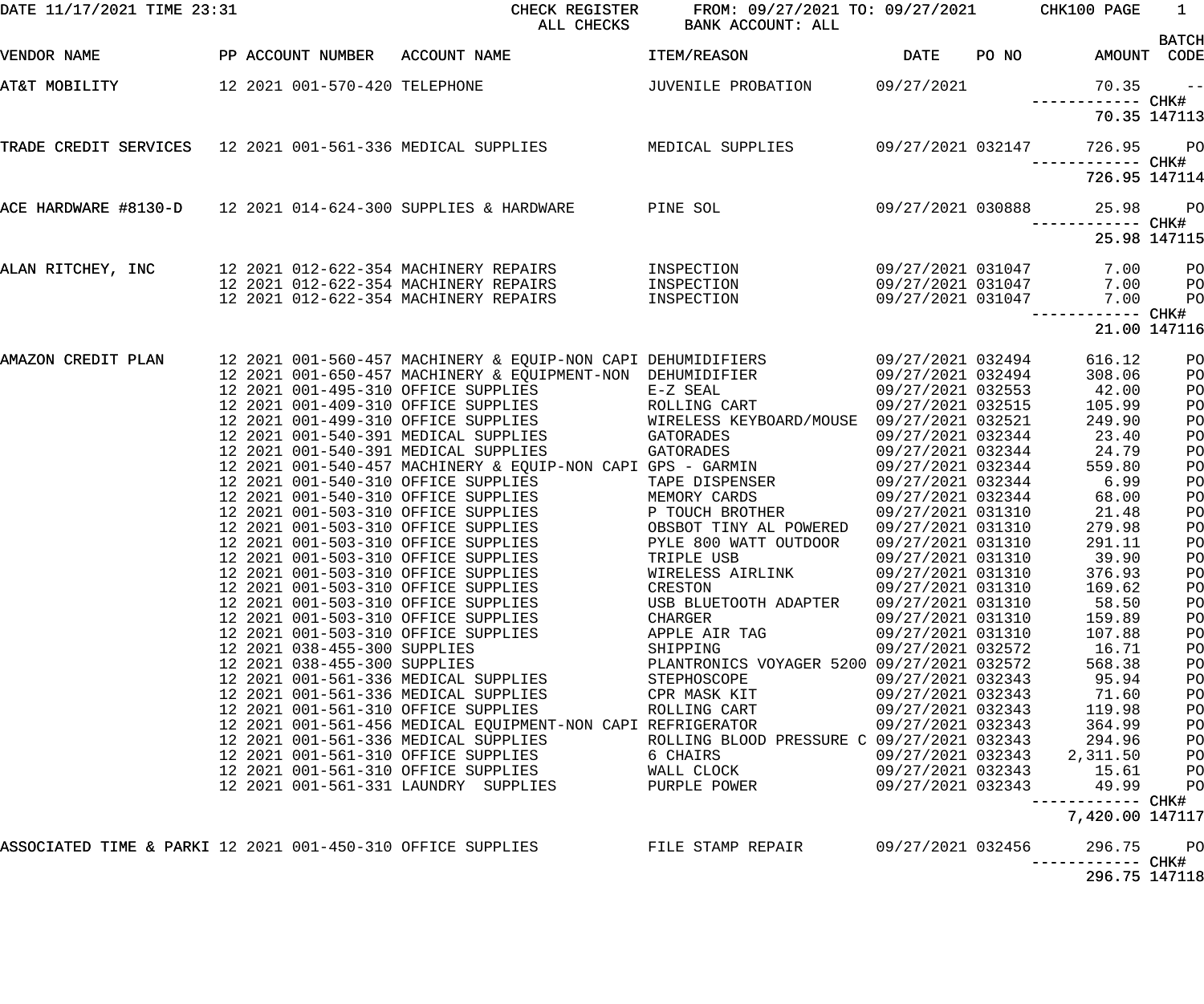DATE 11/17/2021 TIME 23:31 — CHECK REGISTER — ALL CHECKS — FROM: 09/27/2021 TO: 09/27/2021 — BANK ACCOUNT: ALL — CHK100 PAGE 1

| VENDOR NAME | PP | ACCOUNT NUMBER | ACCOUNT NAME | ITEM/REASON | DATE | PO NO | AMOUNT | BATCH CODE |
|---|---|---|---|---|---|---|---|---|
| AT&T MOBILITY | 12 2021 | 001-570-420 | TELEPHONE | JUVENILE PROBATION | 09/27/2021 | | 70.35 | -- |
| | | | | | | | ------------ | CHK# |
| | | | | | | | 70.35 | 147113 |
| TRADE CREDIT SERVICES | 12 2021 | 001-561-336 | MEDICAL SUPPLIES | MEDICAL SUPPLIES | 09/27/2021 | 032147 | 726.95 | PO |
| | | | | | | | ------------ | CHK# |
| | | | | | | | 726.95 | 147114 |
| ACE HARDWARE #8130-D | 12 2021 | 014-624-300 | SUPPLIES & HARDWARE | PINE SOL | 09/27/2021 | 030888 | 25.98 | PO |
| | | | | | | | ------------ | CHK# |
| | | | | | | | 25.98 | 147115 |
| ALAN RITCHEY, INC | 12 2021 | 012-622-354 | MACHINERY REPAIRS | INSPECTION | 09/27/2021 | 031047 | 7.00 | PO |
| | 12 2021 | 012-622-354 | MACHINERY REPAIRS | INSPECTION | 09/27/2021 | 031047 | 7.00 | PO |
| | 12 2021 | 012-622-354 | MACHINERY REPAIRS | INSPECTION | 09/27/2021 | 031047 | 7.00 | PO |
| | | | | | | | ------------ | CHK# |
| | | | | | | | 21.00 | 147116 |
| AMAZON CREDIT PLAN | 12 2021 | 001-560-457 | MACHINERY & EQUIP-NON CAPI | DEHUMIDIFIERS | 09/27/2021 | 032494 | 616.12 | PO |
| | 12 2021 | 001-650-457 | MACHINERY & EQUIPMENT-NON | DEHUMIDIFIER | 09/27/2021 | 032494 | 308.06 | PO |
| | 12 2021 | 001-495-310 | OFFICE SUPPLIES | E-Z SEAL | 09/27/2021 | 032553 | 42.00 | PO |
| | 12 2021 | 001-409-310 | OFFICE SUPPLIES | ROLLING CART | 09/27/2021 | 032515 | 105.99 | PO |
| | 12 2021 | 001-499-310 | OFFICE SUPPLIES | WIRELESS KEYBOARD/MOUSE | 09/27/2021 | 032521 | 249.90 | PO |
| | 12 2021 | 001-540-391 | MEDICAL SUPPLIES | GATORADES | 09/27/2021 | 032344 | 23.40 | PO |
| | 12 2021 | 001-540-391 | MEDICAL SUPPLIES | GATORADES | 09/27/2021 | 032344 | 24.79 | PO |
| | 12 2021 | 001-540-457 | MACHINERY & EQUIP-NON CAPI | GPS - GARMIN | 09/27/2021 | 032344 | 559.80 | PO |
| | 12 2021 | 001-540-310 | OFFICE SUPPLIES | TAPE DISPENSER | 09/27/2021 | 032344 | 6.99 | PO |
| | 12 2021 | 001-540-310 | OFFICE SUPPLIES | MEMORY CARDS | 09/27/2021 | 032344 | 68.00 | PO |
| | 12 2021 | 001-503-310 | OFFICE SUPPLIES | P TOUCH BROTHER | 09/27/2021 | 031310 | 21.48 | PO |
| | 12 2021 | 001-503-310 | OFFICE SUPPLIES | OBSBOT TINY AL POWERED | 09/27/2021 | 031310 | 279.98 | PO |
| | 12 2021 | 001-503-310 | OFFICE SUPPLIES | PYLE 800 WATT OUTDOOR | 09/27/2021 | 031310 | 291.11 | PO |
| | 12 2021 | 001-503-310 | OFFICE SUPPLIES | TRIPLE USB | 09/27/2021 | 031310 | 39.90 | PO |
| | 12 2021 | 001-503-310 | OFFICE SUPPLIES | WIRELESS AIRLINK | 09/27/2021 | 031310 | 376.93 | PO |
| | 12 2021 | 001-503-310 | OFFICE SUPPLIES | CRESTON | 09/27/2021 | 031310 | 169.62 | PO |
| | 12 2021 | 001-503-310 | OFFICE SUPPLIES | USB BLUETOOTH ADAPTER | 09/27/2021 | 031310 | 58.50 | PO |
| | 12 2021 | 001-503-310 | OFFICE SUPPLIES | CHARGER | 09/27/2021 | 031310 | 159.89 | PO |
| | 12 2021 | 001-503-310 | OFFICE SUPPLIES | APPLE AIR TAG | 09/27/2021 | 031310 | 107.88 | PO |
| | 12 2021 | 038-455-300 | SUPPLIES | SHIPPING | 09/27/2021 | 032572 | 16.71 | PO |
| | 12 2021 | 038-455-300 | SUPPLIES | PLANTRONICS VOYAGER 5200 | 09/27/2021 | 032572 | 568.38 | PO |
| | 12 2021 | 001-561-336 | MEDICAL SUPPLIES | STEPHOSCOPE | 09/27/2021 | 032343 | 95.94 | PO |
| | 12 2021 | 001-561-336 | MEDICAL SUPPLIES | CPR MASK KIT | 09/27/2021 | 032343 | 71.60 | PO |
| | 12 2021 | 001-561-310 | OFFICE SUPPLIES | ROLLING CART | 09/27/2021 | 032343 | 119.98 | PO |
| | 12 2021 | 001-561-456 | MEDICAL EQUIPMENT-NON CAPI | REFRIGERATOR | 09/27/2021 | 032343 | 364.99 | PO |
| | 12 2021 | 001-561-336 | MEDICAL SUPPLIES | ROLLING BLOOD PRESSURE C | 09/27/2021 | 032343 | 294.96 | PO |
| | 12 2021 | 001-561-310 | OFFICE SUPPLIES | 6 CHAIRS | 09/27/2021 | 032343 | 2,311.50 | PO |
| | 12 2021 | 001-561-310 | OFFICE SUPPLIES | WALL CLOCK | 09/27/2021 | 032343 | 15.61 | PO |
| | 12 2021 | 001-561-331 | LAUNDRY SUPPLIES | PURPLE POWER | 09/27/2021 | 032343 | 49.99 | PO |
| | | | | | | | ------------ | CHK# |
| | | | | | | | 7,420.00 | 147117 |
| ASSOCIATED TIME & PARKI | 12 2021 | 001-450-310 | OFFICE SUPPLIES | FILE STAMP REPAIR | 09/27/2021 | 032456 | 296.75 | PO |
| | | | | | | | ------------ | CHK# |
| | | | | | | | 296.75 | 147118 |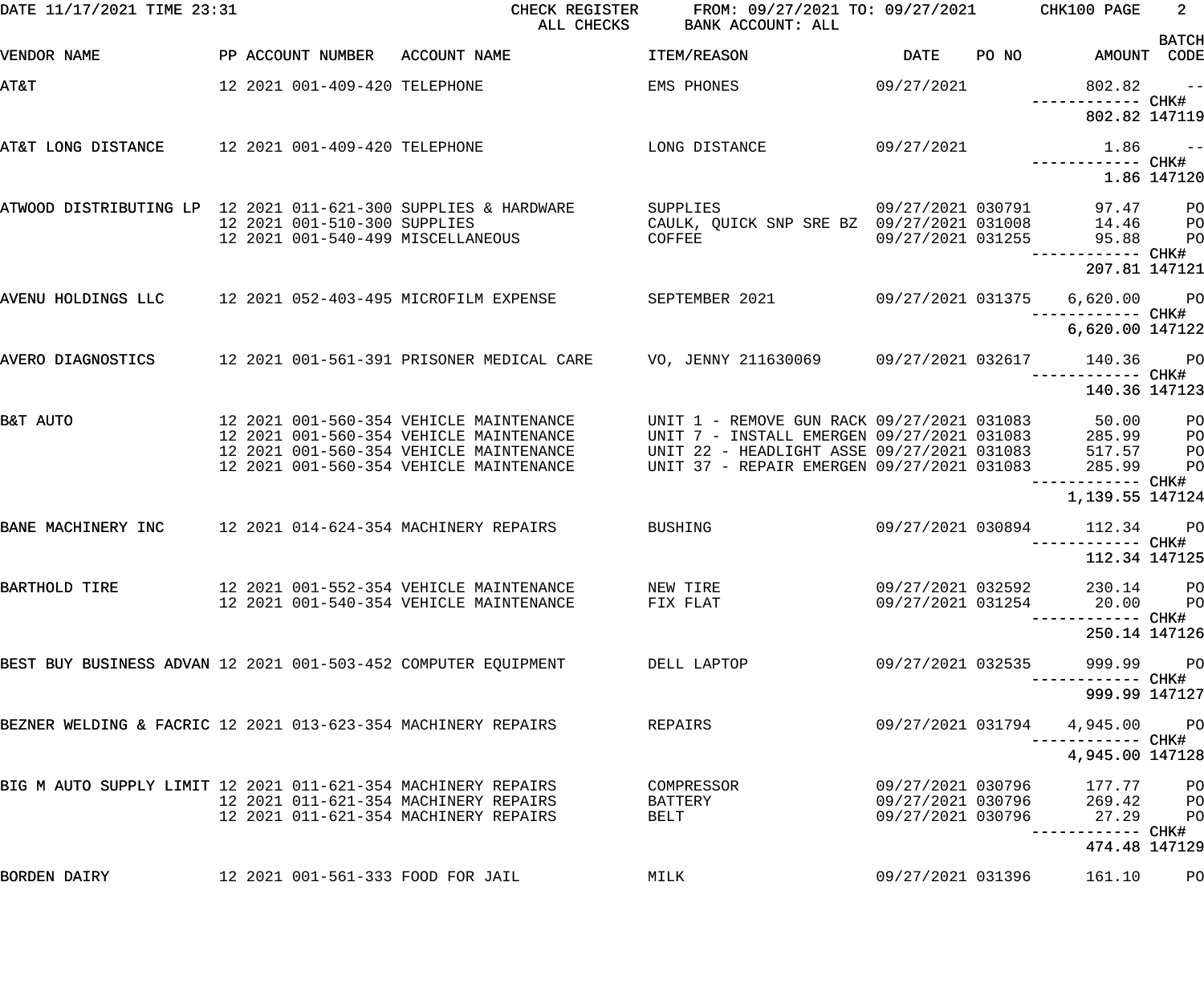DATE 11/17/2021 TIME 23:31 — CHECK REGISTER — ALL CHECKS — FROM: 09/27/2021 TO: 09/27/2021 — BANK ACCOUNT: ALL — CHK100

| VENDOR NAME | PP | ACCOUNT NUMBER | ACCOUNT NAME | ITEM/REASON | DATE | PO NO | AMOUNT | BATCH CODE |
|---|---|---|---|---|---|---|---|---|
| AT&T | 12 | 2021 001-409-420 | TELEPHONE | EMS PHONES | 09/27/2021 | | 802.82 | -- |
| | | | | | | | 802.82 | CHK# 147119 |
| AT&T LONG DISTANCE | 12 | 2021 001-409-420 | TELEPHONE | LONG DISTANCE | 09/27/2021 | | 1.86 | -- |
| | | | | | | | 1.86 | CHK# 147120 |
| ATWOOD DISTRIBUTING LP | 12 | 2021 011-621-300 | SUPPLIES & HARDWARE | SUPPLIES | 09/27/2021 | 030791 | 97.47 | PO |
| | 12 | 2021 001-510-300 | SUPPLIES | CAULK, QUICK SNP SRE BZ | 09/27/2021 | 031008 | 14.46 | PO |
| | 12 | 2021 001-540-499 | MISCELLANEOUS | COFFEE | 09/27/2021 | 031255 | 95.88 | PO |
| | | | | | | | 207.81 | CHK# 147121 |
| AVENU HOLDINGS LLC | 12 | 2021 052-403-495 | MICROFILM EXPENSE | SEPTEMBER 2021 | 09/27/2021 | 031375 | 6,620.00 | PO |
| | | | | | | | 6,620.00 | CHK# 147122 |
| AVERO DIAGNOSTICS | 12 | 2021 001-561-391 | PRISONER MEDICAL CARE | VO, JENNY 211630069 | 09/27/2021 | 032617 | 140.36 | PO |
| | | | | | | | 140.36 | CHK# 147123 |
| B&T AUTO | 12 | 2021 001-560-354 | VEHICLE MAINTENANCE | UNIT 1 - REMOVE GUN RACK | 09/27/2021 | 031083 | 50.00 | PO |
| | 12 | 2021 001-560-354 | VEHICLE MAINTENANCE | UNIT 7 - INSTALL EMERGEN | 09/27/2021 | 031083 | 285.99 | PO |
| | 12 | 2021 001-560-354 | VEHICLE MAINTENANCE | UNIT 22 - HEADLIGHT ASSE | 09/27/2021 | 031083 | 517.57 | PO |
| | 12 | 2021 001-560-354 | VEHICLE MAINTENANCE | UNIT 37 - REPAIR EMERGEN | 09/27/2021 | 031083 | 285.99 | PO |
| | | | | | | | 1,139.55 | CHK# 147124 |
| BANE MACHINERY INC | 12 | 2021 014-624-354 | MACHINERY REPAIRS | BUSHING | 09/27/2021 | 030894 | 112.34 | PO |
| | | | | | | | 112.34 | CHK# 147125 |
| BARTHOLD TIRE | 12 | 2021 001-552-354 | VEHICLE MAINTENANCE | NEW TIRE | 09/27/2021 | 032592 | 230.14 | PO |
| | 12 | 2021 001-540-354 | VEHICLE MAINTENANCE | FIX FLAT | 09/27/2021 | 031254 | 20.00 | PO |
| | | | | | | | 250.14 | CHK# 147126 |
| BEST BUY BUSINESS ADVAN | 12 | 2021 001-503-452 | COMPUTER EQUIPMENT | DELL LAPTOP | 09/27/2021 | 032535 | 999.99 | PO |
| | | | | | | | 999.99 | CHK# 147127 |
| BEZNER WELDING & FACRIC | 12 | 2021 013-623-354 | MACHINERY REPAIRS | REPAIRS | 09/27/2021 | 031794 | 4,945.00 | PO |
| | | | | | | | 4,945.00 | CHK# 147128 |
| BIG M AUTO SUPPLY LIMIT | 12 | 2021 011-621-354 | MACHINERY REPAIRS | COMPRESSOR | 09/27/2021 | 030796 | 177.77 | PO |
| | 12 | 2021 011-621-354 | MACHINERY REPAIRS | BATTERY | 09/27/2021 | 030796 | 269.42 | PO |
| | 12 | 2021 011-621-354 | MACHINERY REPAIRS | BELT | 09/27/2021 | 030796 | 27.29 | PO |
| | | | | | | | 474.48 | CHK# 147129 |
| BORDEN DAIRY | 12 | 2021 001-561-333 | FOOD FOR JAIL | MILK | 09/27/2021 | 031396 | 161.10 | PO |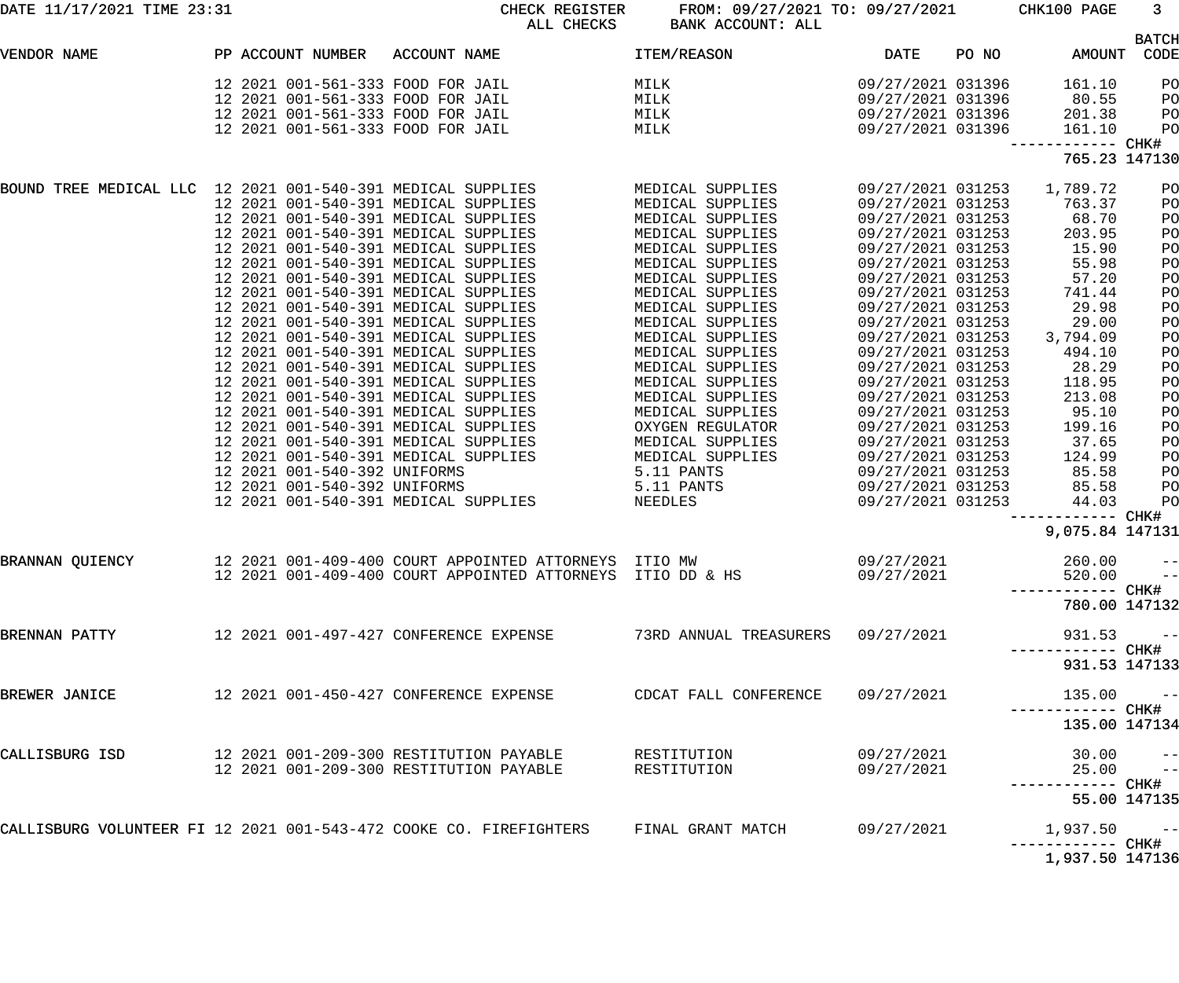CHECK REGISTER FROM: 09/27/2021 TO: 09/27/2021
ALL CHECKS BANK ACCOUNT: ALL

| VENDOR NAME | PP | ACCOUNT NUMBER | ACCOUNT NAME | ITEM/REASON | DATE | PO NO | AMOUNT | BATCH CODE |
|---|---|---|---|---|---|---|---|---|
| | 12 | 2021 001-561-333 | FOOD FOR JAIL | MILK | 09/27/2021 | 031396 | 161.10 | PO |
| | 12 | 2021 001-561-333 | FOOD FOR JAIL | MILK | 09/27/2021 | 031396 | 80.55 | PO |
| | 12 | 2021 001-561-333 | FOOD FOR JAIL | MILK | 09/27/2021 | 031396 | 201.38 | PO |
| | 12 | 2021 001-561-333 | FOOD FOR JAIL | MILK | 09/27/2021 | 031396 | 161.10 | PO |
| | | | | | | | 765.23 | CHK# 147130 |
| BOUND TREE MEDICAL LLC | 12 | 2021 001-540-391 | MEDICAL SUPPLIES | MEDICAL SUPPLIES | 09/27/2021 | 031253 | 1,789.72 | PO |
| | 12 | 2021 001-540-391 | MEDICAL SUPPLIES | MEDICAL SUPPLIES | 09/27/2021 | 031253 | 763.37 | PO |
| | 12 | 2021 001-540-391 | MEDICAL SUPPLIES | MEDICAL SUPPLIES | 09/27/2021 | 031253 | 68.70 | PO |
| | 12 | 2021 001-540-391 | MEDICAL SUPPLIES | MEDICAL SUPPLIES | 09/27/2021 | 031253 | 203.95 | PO |
| | 12 | 2021 001-540-391 | MEDICAL SUPPLIES | MEDICAL SUPPLIES | 09/27/2021 | 031253 | 15.90 | PO |
| | 12 | 2021 001-540-391 | MEDICAL SUPPLIES | MEDICAL SUPPLIES | 09/27/2021 | 031253 | 55.98 | PO |
| | 12 | 2021 001-540-391 | MEDICAL SUPPLIES | MEDICAL SUPPLIES | 09/27/2021 | 031253 | 57.20 | PO |
| | 12 | 2021 001-540-391 | MEDICAL SUPPLIES | MEDICAL SUPPLIES | 09/27/2021 | 031253 | 741.44 | PO |
| | 12 | 2021 001-540-391 | MEDICAL SUPPLIES | MEDICAL SUPPLIES | 09/27/2021 | 031253 | 29.98 | PO |
| | 12 | 2021 001-540-391 | MEDICAL SUPPLIES | MEDICAL SUPPLIES | 09/27/2021 | 031253 | 29.00 | PO |
| | 12 | 2021 001-540-391 | MEDICAL SUPPLIES | MEDICAL SUPPLIES | 09/27/2021 | 031253 | 3,794.09 | PO |
| | 12 | 2021 001-540-391 | MEDICAL SUPPLIES | MEDICAL SUPPLIES | 09/27/2021 | 031253 | 494.10 | PO |
| | 12 | 2021 001-540-391 | MEDICAL SUPPLIES | MEDICAL SUPPLIES | 09/27/2021 | 031253 | 28.29 | PO |
| | 12 | 2021 001-540-391 | MEDICAL SUPPLIES | MEDICAL SUPPLIES | 09/27/2021 | 031253 | 118.95 | PO |
| | 12 | 2021 001-540-391 | MEDICAL SUPPLIES | MEDICAL SUPPLIES | 09/27/2021 | 031253 | 213.08 | PO |
| | 12 | 2021 001-540-391 | MEDICAL SUPPLIES | MEDICAL SUPPLIES | 09/27/2021 | 031253 | 95.10 | PO |
| | 12 | 2021 001-540-391 | MEDICAL SUPPLIES | OXYGEN REGULATOR | 09/27/2021 | 031253 | 199.16 | PO |
| | 12 | 2021 001-540-391 | MEDICAL SUPPLIES | MEDICAL SUPPLIES | 09/27/2021 | 031253 | 37.65 | PO |
| | 12 | 2021 001-540-391 | MEDICAL SUPPLIES | MEDICAL SUPPLIES | 09/27/2021 | 031253 | 124.99 | PO |
| | 12 | 2021 001-540-392 | UNIFORMS | 5.11 PANTS | 09/27/2021 | 031253 | 85.58 | PO |
| | 12 | 2021 001-540-392 | UNIFORMS | 5.11 PANTS | 09/27/2021 | 031253 | 85.58 | PO |
| | 12 | 2021 001-540-391 | MEDICAL SUPPLIES | NEEDLES | 09/27/2021 | 031253 | 44.03 | PO |
| | | | | | | | 9,075.84 | CHK# 147131 |
| BRANNAN QUIENCY | 12 | 2021 001-409-400 | COURT APPOINTED ATTORNEYS | ITIO MW | 09/27/2021 | | 260.00 | -- |
| | 12 | 2021 001-409-400 | COURT APPOINTED ATTORNEYS | ITIO DD & HS | 09/27/2021 | | 520.00 | -- |
| | | | | | | | 780.00 | CHK# 147132 |
| BRENNAN PATTY | 12 | 2021 001-497-427 | CONFERENCE EXPENSE | 73RD ANNUAL TREASURERS | 09/27/2021 | | 931.53 | -- |
| | | | | | | | 931.53 | CHK# 147133 |
| BREWER JANICE | 12 | 2021 001-450-427 | CONFERENCE EXPENSE | CDCAT FALL CONFERENCE | 09/27/2021 | | 135.00 | -- |
| | | | | | | | 135.00 | CHK# 147134 |
| CALLISBURG ISD | 12 | 2021 001-209-300 | RESTITUTION PAYABLE | RESTITUTION | 09/27/2021 | | 30.00 | -- |
| | 12 | 2021 001-209-300 | RESTITUTION PAYABLE | RESTITUTION | 09/27/2021 | | 25.00 | -- |
| | | | | | | | 55.00 | CHK# 147135 |
| CALLISBURG VOLUNTEER FI | 12 | 2021 001-543-472 | COOKE CO. FIREFIGHTERS | FINAL GRANT MATCH | 09/27/2021 | | 1,937.50 | -- |
| | | | | | | | 1,937.50 | CHK# 147136 |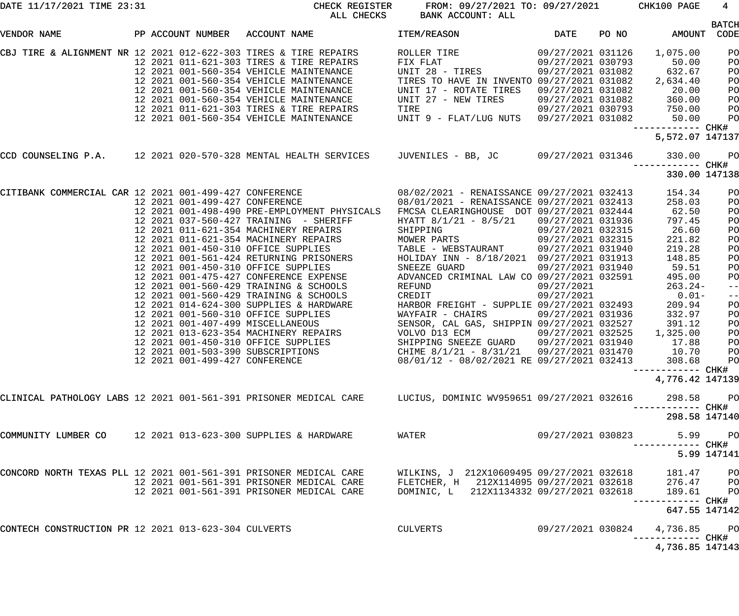DATE 11/17/2021 TIME 23:31 CHECK REGISTER FROM: 09/27/2021 TO: 09/27/2021 CHK100 PAGE 4
ALL CHECKS BANK ACCOUNT: ALL

| VENDOR NAME | PP ACCOUNT NUMBER | ACCOUNT NAME | ITEM/REASON | DATE | PO NO | AMOUNT | BATCH CODE |
|---|---|---|---|---|---|---|---|
| CBJ TIRE & ALIGNMENT NR | 12 2021 012-622-303 | TIRES & TIRE REPAIRS | ROLLER TIRE | 09/27/2021 | 031126 | 1,075.00 | PO |
| | 12 2021 011-621-303 | TIRES & TIRE REPAIRS | FIX FLAT | 09/27/2021 | 030793 | 50.00 | PO |
| | 12 2021 001-560-354 | VEHICLE MAINTENANCE | UNIT 28 - TIRES | 09/27/2021 | 031082 | 632.67 | PO |
| | 12 2021 001-560-354 | VEHICLE MAINTENANCE | TIRES TO HAVE IN INVENTO | 09/27/2021 | 031082 | 2,634.40 | PO |
| | 12 2021 001-560-354 | VEHICLE MAINTENANCE | UNIT 17 - ROTATE TIRES | 09/27/2021 | 031082 | 20.00 | PO |
| | 12 2021 001-560-354 | VEHICLE MAINTENANCE | UNIT 27 - NEW TIRES | 09/27/2021 | 031082 | 360.00 | PO |
| | 12 2021 011-621-303 | TIRES & TIRE REPAIRS | TIRE | 09/27/2021 | 030793 | 750.00 | PO |
| | 12 2021 001-560-354 | VEHICLE MAINTENANCE | UNIT 9 - FLAT/LUG NUTS | 09/27/2021 | 031082 | 50.00 | PO |
| | | | | | | 5,572.07 | CHK# 147137 |
| CCD COUNSELING P.A. | 12 2021 020-570-328 | MENTAL HEALTH SERVICES | JUVENILES - BB, JC | 09/27/2021 | 031346 | 330.00 | PO |
| | | | | | | 330.00 | CHK# 147138 |
| CITIBANK COMMERCIAL CAR | 12 2021 001-499-427 | CONFERENCE | 08/02/2021 - RENAISSANCE | 09/27/2021 | 032413 | 154.34 | PO |
| | 12 2021 001-499-427 | CONFERENCE | 08/01/2021 - RENAISSANCE | 09/27/2021 | 032413 | 258.03 | PO |
| | 12 2021 001-498-490 | PRE-EMPLOYMENT PHYSICALS | FMCSA CLEARINGHOUSE DOT | 09/27/2021 | 032444 | 62.50 | PO |
| | 12 2021 037-560-427 | TRAINING - SHERIFF | HYATT 8/1/21 - 8/5/21 | 09/27/2021 | 031936 | 797.45 | PO |
| | 12 2021 011-621-354 | MACHINERY REPAIRS | SHIPPING | 09/27/2021 | 032315 | 26.60 | PO |
| | 12 2021 011-621-354 | MACHINERY REPAIRS | MOWER PARTS | 09/27/2021 | 032315 | 221.82 | PO |
| | 12 2021 001-450-310 | OFFICE SUPPLIES | TABLE - WEBSTAURANT | 09/27/2021 | 031940 | 219.28 | PO |
| | 12 2021 001-561-424 | RETURNING PRISONERS | HOLIDAY INN - 8/18/2021 | 09/27/2021 | 031913 | 148.85 | PO |
| | 12 2021 001-450-310 | OFFICE SUPPLIES | SNEEZE GUARD | 09/27/2021 | 031940 | 59.51 | PO |
| | 12 2021 001-475-427 | CONFERENCE EXPENSE | ADVANCED CRIMINAL LAW CO | 09/27/2021 | 032591 | 495.00 | PO |
| | 12 2021 001-560-429 | TRAINING & SCHOOLS | REFUND | 09/27/2021 | | 263.24- | -- |
| | 12 2021 001-560-429 | TRAINING & SCHOOLS | CREDIT | 09/27/2021 | | 0.01- | -- |
| | 12 2021 014-624-300 | SUPPLIES & HARDWARE | HARBOR FREIGHT - SUPPLIE | 09/27/2021 | 032493 | 209.94 | PO |
| | 12 2021 001-560-310 | OFFICE SUPPLIES | WAYFAIR - CHAIRS | 09/27/2021 | 031936 | 332.97 | PO |
| | 12 2021 001-407-499 | MISCELLANEOUS | SENSOR, CAL GAS, SHIPPIN | 09/27/2021 | 032527 | 391.12 | PO |
| | 12 2021 013-623-354 | MACHINERY REPAIRS | VOLVO D13 ECM | 09/27/2021 | 032525 | 1,325.00 | PO |
| | 12 2021 001-450-310 | OFFICE SUPPLIES | SHIPPING SNEEZE GUARD | 09/27/2021 | 031940 | 17.88 | PO |
| | 12 2021 001-503-390 | SUBSCRIPTIONS | CHIME 8/1/21 - 8/31/21 | 09/27/2021 | 031470 | 10.70 | PO |
| | 12 2021 001-499-427 | CONFERENCE | 08/01/12 - 08/02/2021 RE | 09/27/2021 | 032413 | 308.68 | PO |
| | | | | | | 4,776.42 | CHK# 147139 |
| CLINICAL PATHOLOGY LABS | 12 2021 001-561-391 | PRISONER MEDICAL CARE | LUCIUS, DOMINIC WV959651 | 09/27/2021 | 032616 | 298.58 | PO |
| | | | | | | 298.58 | CHK# 147140 |
| COMMUNITY LUMBER CO | 12 2021 013-623-300 | SUPPLIES & HARDWARE | WATER | 09/27/2021 | 030823 | 5.99 | PO |
| | | | | | | 5.99 | CHK# 147141 |
| CONCORD NORTH TEXAS PLL | 12 2021 001-561-391 | PRISONER MEDICAL CARE | WILKINS, J 212X10609495 | 09/27/2021 | 032618 | 181.47 | PO |
| | 12 2021 001-561-391 | PRISONER MEDICAL CARE | FLETCHER, H 212X114095 | 09/27/2021 | 032618 | 276.47 | PO |
| | 12 2021 001-561-391 | PRISONER MEDICAL CARE | DOMINIC, L 212X1134332 | 09/27/2021 | 032618 | 189.61 | PO |
| | | | | | | 647.55 | CHK# 147142 |
| CONTECH CONSTRUCTION PR | 12 2021 013-623-304 | CULVERTS | CULVERTS | 09/27/2021 | 030824 | 4,736.85 | PO |
| | | | | | | 4,736.85 | CHK# 147143 |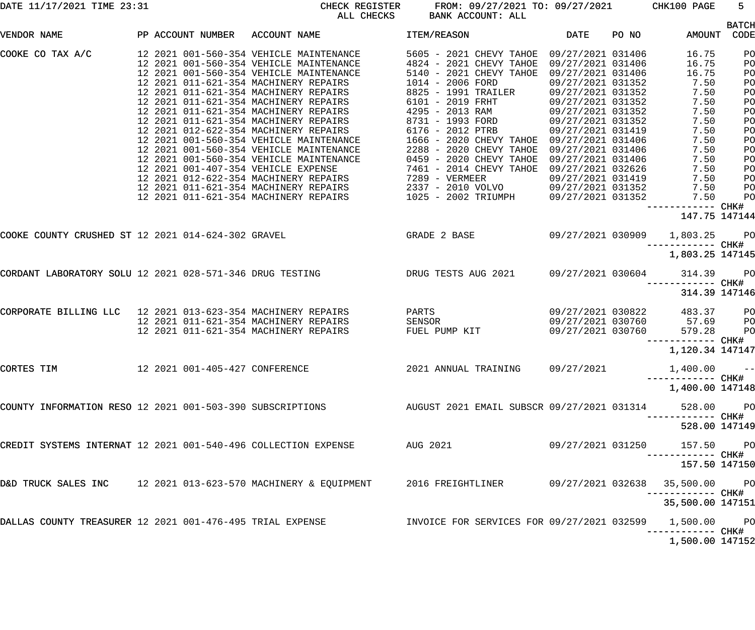DATE 11/17/2021 TIME 23:31 CHECK REGISTER FROM: 09/27/2021 TO: 09/27/2021 CHK100

ALL CHECKS BANK ACCOUNT: ALL

| VENDOR NAME | PP | ACCOUNT NUMBER | ACCOUNT NAME | ITEM/REASON | DATE | PO NO | AMOUNT | BATCH CODE |
|---|---|---|---|---|---|---|---|---|
| COOKE CO TAX A/C | 12 2021 | 001-560-354 | VEHICLE MAINTENANCE | 5605 - 2021 CHEVY TAHOE | 09/27/2021 | 031406 | 16.75 | PO |
| | 12 2021 | 001-560-354 | VEHICLE MAINTENANCE | 4824 - 2021 CHEVY TAHOE | 09/27/2021 | 031406 | 16.75 | PO |
| | 12 2021 | 001-560-354 | VEHICLE MAINTENANCE | 5140 - 2021 CHEVY TAHOE | 09/27/2021 | 031406 | 16.75 | PO |
| | 12 2021 | 011-621-354 | MACHINERY REPAIRS | 1014 - 2006 FORD | 09/27/2021 | 031352 | 7.50 | PO |
| | 12 2021 | 011-621-354 | MACHINERY REPAIRS | 8825 - 1991 TRAILER | 09/27/2021 | 031352 | 7.50 | PO |
| | 12 2021 | 011-621-354 | MACHINERY REPAIRS | 6101 - 2019 FRHT | 09/27/2021 | 031352 | 7.50 | PO |
| | 12 2021 | 011-621-354 | MACHINERY REPAIRS | 4295 - 2013 RAM | 09/27/2021 | 031352 | 7.50 | PO |
| | 12 2021 | 011-621-354 | MACHINERY REPAIRS | 8731 - 1993 FORD | 09/27/2021 | 031352 | 7.50 | PO |
| | 12 2021 | 012-622-354 | MACHINERY REPAIRS | 6176 - 2012 PTRB | 09/27/2021 | 031419 | 7.50 | PO |
| | 12 2021 | 001-560-354 | VEHICLE MAINTENANCE | 1666 - 2020 CHEVY TAHOE | 09/27/2021 | 031406 | 7.50 | PO |
| | 12 2021 | 001-560-354 | VEHICLE MAINTENANCE | 2288 - 2020 CHEVY TAHOE | 09/27/2021 | 031406 | 7.50 | PO |
| | 12 2021 | 001-560-354 | VEHICLE MAINTENANCE | 0459 - 2020 CHEVY TAHOE | 09/27/2021 | 031406 | 7.50 | PO |
| | 12 2021 | 001-407-354 | VEHICLE EXPENSE | 7461 - 2014 CHEVY TAHOE | 09/27/2021 | 032626 | 7.50 | PO |
| | 12 2021 | 012-622-354 | MACHINERY REPAIRS | 7289 - VERMEER | 09/27/2021 | 031419 | 7.50 | PO |
| | 12 2021 | 011-621-354 | MACHINERY REPAIRS | 2337 - 2010 VOLVO | 09/27/2021 | 031352 | 7.50 | PO |
| | 12 2021 | 011-621-354 | MACHINERY REPAIRS | 1025 - 2002 TRIUMPH | 09/27/2021 | 031352 | 7.50 | PO |
| | | | | | | | 147.75 | CHK# 147144 |
| COOKE COUNTY CRUSHED ST | 12 2021 | 014-624-302 | GRAVEL | GRADE 2 BASE | 09/27/2021 | 030909 | 1,803.25 | PO |
| | | | | | | | 1,803.25 | CHK# 147145 |
| CORDANT LABORATORY SOLU | 12 2021 | 028-571-346 | DRUG TESTING | DRUG TESTS AUG 2021 | 09/27/2021 | 030604 | 314.39 | PO |
| | | | | | | | 314.39 | CHK# 147146 |
| CORPORATE BILLING LLC | 12 2021 | 013-623-354 | MACHINERY REPAIRS | PARTS | 09/27/2021 | 030822 | 483.37 | PO |
| | 12 2021 | 011-621-354 | MACHINERY REPAIRS | SENSOR | 09/27/2021 | 030760 | 57.69 | PO |
| | 12 2021 | 011-621-354 | MACHINERY REPAIRS | FUEL PUMP KIT | 09/27/2021 | 030760 | 579.28 | PO |
| | | | | | | | 1,120.34 | CHK# 147147 |
| CORTES TIM | 12 2021 | 001-405-427 | CONFERENCE | 2021 ANNUAL TRAINING | 09/27/2021 | | 1,400.00 | -- |
| | | | | | | | 1,400.00 | CHK# 147148 |
| COUNTY INFORMATION RESO | 12 2021 | 001-503-390 | SUBSCRIPTIONS | AUGUST 2021 EMAIL SUBSCR | 09/27/2021 | 031314 | 528.00 | PO |
| | | | | | | | 528.00 | CHK# 147149 |
| CREDIT SYSTEMS INTERNAT | 12 2021 | 001-540-496 | COLLECTION EXPENSE | AUG 2021 | 09/27/2021 | 031250 | 157.50 | PO |
| | | | | | | | 157.50 | CHK# 147150 |
| D&D TRUCK SALES INC | 12 2021 | 013-623-570 | MACHINERY & EQUIPMENT | 2016 FREIGHTLINER | 09/27/2021 | 032638 | 35,500.00 | PO |
| | | | | | | | 35,500.00 | CHK# 147151 |
| DALLAS COUNTY TREASURER | 12 2021 | 001-476-495 | TRIAL EXPENSE | INVOICE FOR SERVICES FOR | 09/27/2021 | 032599 | 1,500.00 | PO |
| | | | | | | | 1,500.00 | CHK# 147152 |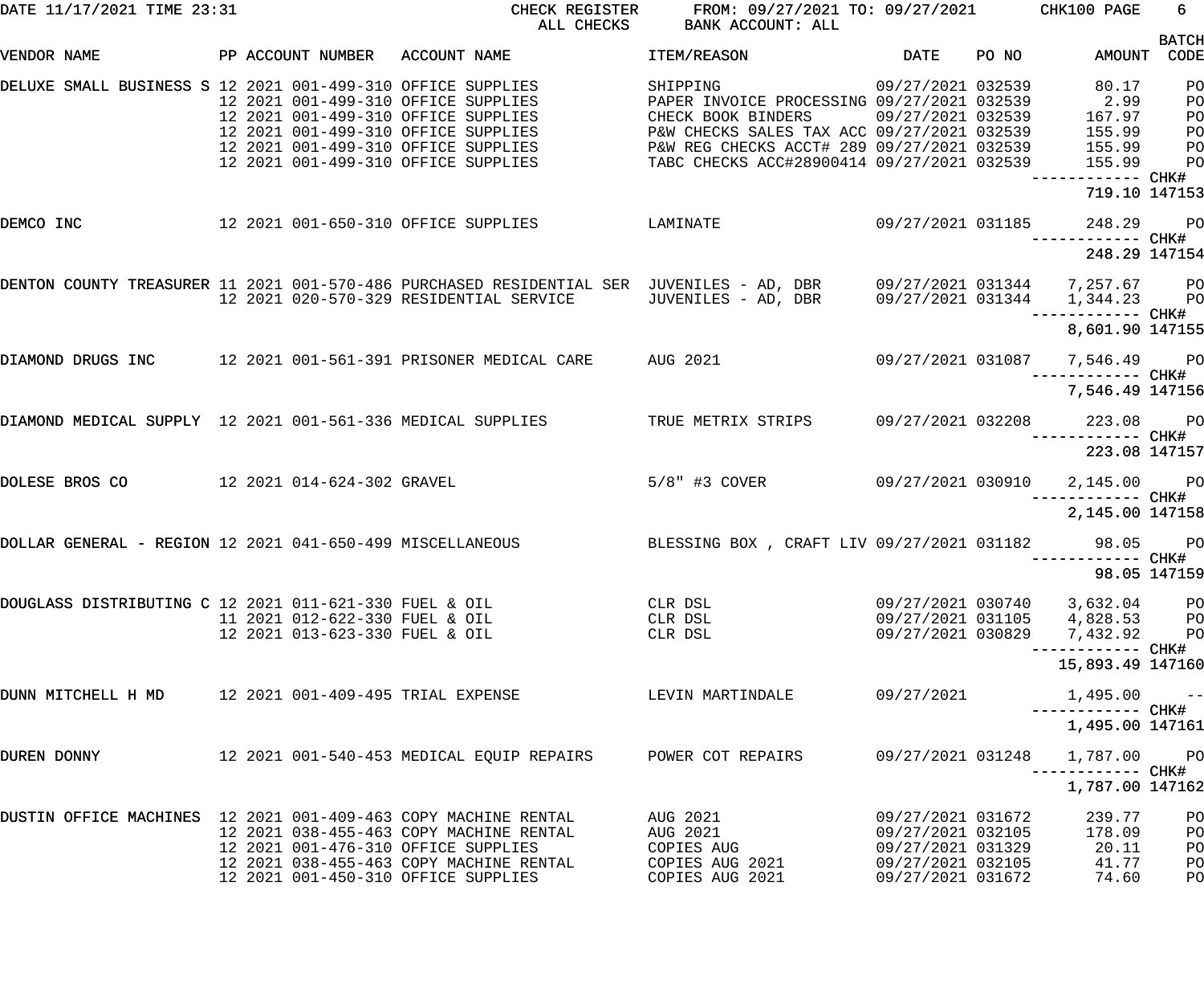DATE 11/17/2021 TIME 23:31 CHECK REGISTER FROM: 09/27/2021 TO: 09/27/2021 CHK100

ALL CHECKS BANK ACCOUNT: ALL

| VENDOR NAME | PP | ACCOUNT NUMBER | ACCOUNT NAME | ITEM/REASON | DATE | PO NO | AMOUNT | BATCH CODE |
|---|---|---|---|---|---|---|---|---|
| DELUXE SMALL BUSINESS S | 12 2021 | 001-499-310 | OFFICE SUPPLIES | SHIPPING | 09/27/2021 | 032539 | 80.17 | PO |
| | 12 2021 | 001-499-310 | OFFICE SUPPLIES | PAPER INVOICE PROCESSING | 09/27/2021 | 032539 | 2.99 | PO |
| | 12 2021 | 001-499-310 | OFFICE SUPPLIES | CHECK BOOK BINDERS | 09/27/2021 | 032539 | 167.97 | PO |
| | 12 2021 | 001-499-310 | OFFICE SUPPLIES | P&W CHECKS SALES TAX ACC | 09/27/2021 | 032539 | 155.99 | PO |
| | 12 2021 | 001-499-310 | OFFICE SUPPLIES | P&W REG CHECKS ACCT# 289 | 09/27/2021 | 032539 | 155.99 | PO |
| | 12 2021 | 001-499-310 | OFFICE SUPPLIES | TABC CHECKS ACC#28900414 | 09/27/2021 | 032539 | 155.99 | PO |
| | | | | | | | 719.10 | CHK# 147153 |
| DEMCO INC | 12 2021 | 001-650-310 | OFFICE SUPPLIES | LAMINATE | 09/27/2021 | 031185 | 248.29 | PO |
| | | | | | | | 248.29 | CHK# 147154 |
| DENTON COUNTY TREASURER | 11 2021 | 001-570-486 | PURCHASED RESIDENTIAL SER | JUVENILES - AD, DBR | 09/27/2021 | 031344 | 7,257.67 | PO |
| | 12 2021 | 020-570-329 | RESIDENTIAL SERVICE | JUVENILES - AD, DBR | 09/27/2021 | 031344 | 1,344.23 | PO |
| | | | | | | | 8,601.90 | CHK# 147155 |
| DIAMOND DRUGS INC | 12 2021 | 001-561-391 | PRISONER MEDICAL CARE | AUG 2021 | 09/27/2021 | 031087 | 7,546.49 | PO |
| | | | | | | | 7,546.49 | CHK# 147156 |
| DIAMOND MEDICAL SUPPLY | 12 2021 | 001-561-336 | MEDICAL SUPPLIES | TRUE METRIX STRIPS | 09/27/2021 | 032208 | 223.08 | PO |
| | | | | | | | 223.08 | CHK# 147157 |
| DOLESE BROS CO | 12 2021 | 014-624-302 | GRAVEL | 5/8" #3 COVER | 09/27/2021 | 030910 | 2,145.00 | PO |
| | | | | | | | 2,145.00 | CHK# 147158 |
| DOLLAR GENERAL - REGION | 12 2021 | 041-650-499 | MISCELLANEOUS | BLESSING BOX , CRAFT LIV | 09/27/2021 | 031182 | 98.05 | PO |
| | | | | | | | 98.05 | CHK# 147159 |
| DOUGLASS DISTRIBUTING C | 12 2021 | 011-621-330 | FUEL & OIL | CLR DSL | 09/27/2021 | 030740 | 3,632.04 | PO |
| | 11 2021 | 012-622-330 | FUEL & OIL | CLR DSL | 09/27/2021 | 031105 | 4,828.53 | PO |
| | 12 2021 | 013-623-330 | FUEL & OIL | CLR DSL | 09/27/2021 | 030829 | 7,432.92 | PO |
| | | | | | | | 15,893.49 | CHK# 147160 |
| DUNN MITCHELL H MD | 12 2021 | 001-409-495 | TRIAL EXPENSE | LEVIN MARTINDALE | 09/27/2021 | | 1,495.00 | -- |
| | | | | | | | 1,495.00 | CHK# 147161 |
| DUREN DONNY | 12 2021 | 001-540-453 | MEDICAL EQUIP REPAIRS | POWER COT REPAIRS | 09/27/2021 | 031248 | 1,787.00 | PO |
| | | | | | | | 1,787.00 | CHK# 147162 |
| DUSTIN OFFICE MACHINES | 12 2021 | 001-409-463 | COPY MACHINE RENTAL | AUG 2021 | 09/27/2021 | 031672 | 239.77 | PO |
| | 12 2021 | 038-455-463 | COPY MACHINE RENTAL | AUG 2021 | 09/27/2021 | 032105 | 178.09 | PO |
| | 12 2021 | 001-476-310 | OFFICE SUPPLIES | COPIES AUG | 09/27/2021 | 031329 | 20.11 | PO |
| | 12 2021 | 038-455-463 | COPY MACHINE RENTAL | COPIES AUG 2021 | 09/27/2021 | 032105 | 41.77 | PO |
| | 12 2021 | 001-450-310 | OFFICE SUPPLIES | COPIES AUG 2021 | 09/27/2021 | 031672 | 74.60 | PO |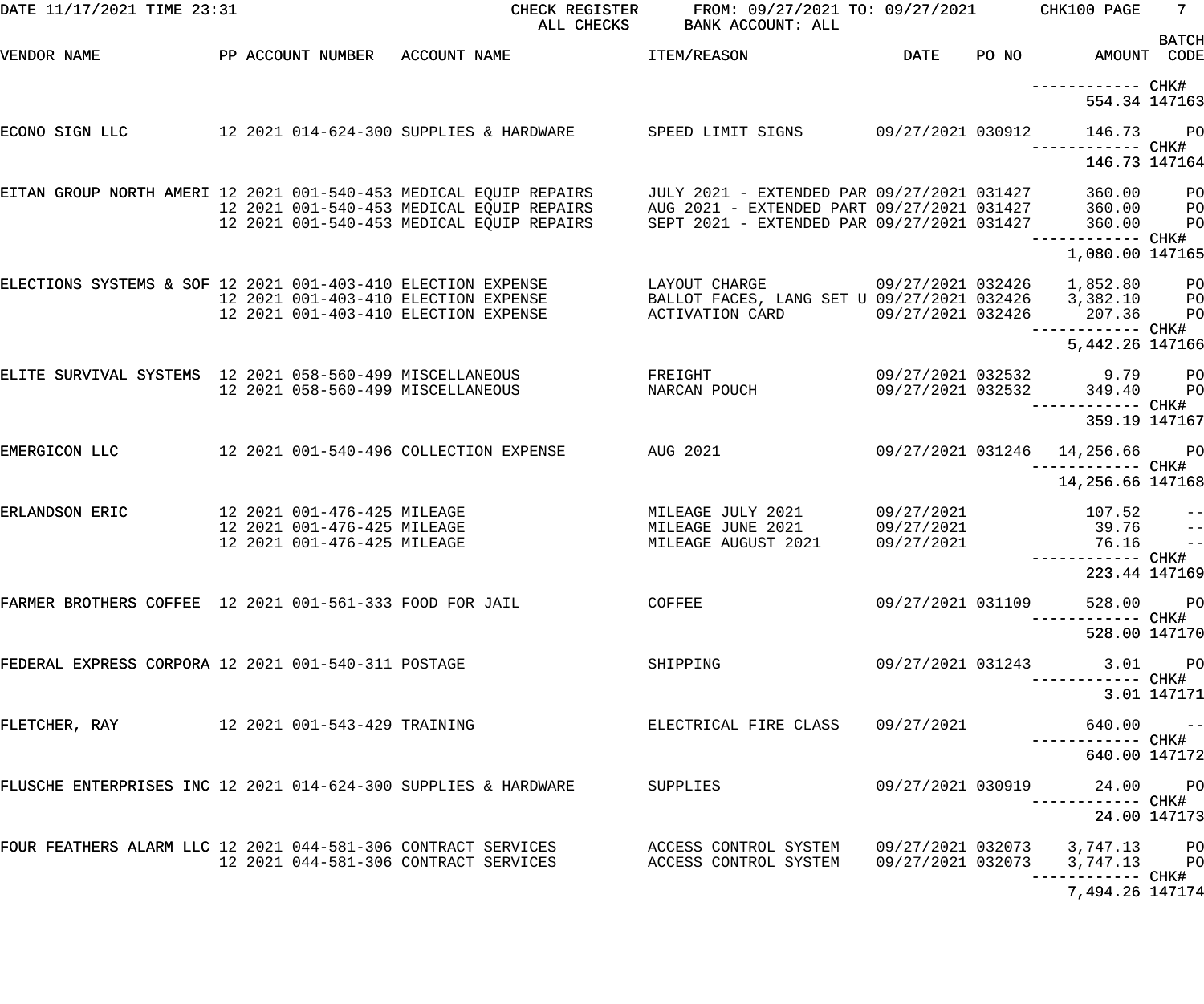CHECK REGISTER FROM: 09/27/2021 TO: 09/27/2021
ALL CHECKS BANK ACCOUNT: ALL

| VENDOR NAME | PP | ACCOUNT NUMBER | ACCOUNT NAME | ITEM/REASON | DATE | PO NO | AMOUNT | BATCH CODE |
|---|---|---|---|---|---|---|---|---|
| | | | | | | | ------------ | CHK# |
| | | | | | | | 554.34 | 147163 |
| ECONO SIGN LLC | 12 | 2021 014-624-300 | SUPPLIES & HARDWARE | SPEED LIMIT SIGNS | 09/27/2021 | 030912 | 146.73 | PO |
| | | | | | | | ------------ | CHK# |
| | | | | | | | 146.73 | 147164 |
| EITAN GROUP NORTH AMERI | 12 | 2021 001-540-453 | MEDICAL EQUIP REPAIRS | JULY 2021 - EXTENDED PAR | 09/27/2021 | 031427 | 360.00 | PO |
| | 12 | 2021 001-540-453 | MEDICAL EQUIP REPAIRS | AUG 2021 - EXTENDED PART | 09/27/2021 | 031427 | 360.00 | PO |
| | 12 | 2021 001-540-453 | MEDICAL EQUIP REPAIRS | SEPT 2021 - EXTENDED PAR | 09/27/2021 | 031427 | 360.00 | PO |
| | | | | | | | ------------ | CHK# |
| | | | | | | | 1,080.00 | 147165 |
| ELECTIONS SYSTEMS & SOF | 12 | 2021 001-403-410 | ELECTION EXPENSE | LAYOUT CHARGE | 09/27/2021 | 032426 | 1,852.80 | PO |
| | 12 | 2021 001-403-410 | ELECTION EXPENSE | BALLOT FACES, LANG SET U | 09/27/2021 | 032426 | 3,382.10 | PO |
| | 12 | 2021 001-403-410 | ELECTION EXPENSE | ACTIVATION CARD | 09/27/2021 | 032426 | 207.36 | PO |
| | | | | | | | ------------ | CHK# |
| | | | | | | | 5,442.26 | 147166 |
| ELITE SURVIVAL SYSTEMS | 12 | 2021 058-560-499 | MISCELLANEOUS | FREIGHT | 09/27/2021 | 032532 | 9.79 | PO |
| | 12 | 2021 058-560-499 | MISCELLANEOUS | NARCAN POUCH | 09/27/2021 | 032532 | 349.40 | PO |
| | | | | | | | ------------ | CHK# |
| | | | | | | | 359.19 | 147167 |
| EMERGICON LLC | 12 | 2021 001-540-496 | COLLECTION EXPENSE | AUG 2021 | 09/27/2021 | 031246 | 14,256.66 | PO |
| | | | | | | | ------------ | CHK# |
| | | | | | | | 14,256.66 | 147168 |
| ERLANDSON ERIC | 12 | 2021 001-476-425 | MILEAGE | MILEAGE JULY 2021 | 09/27/2021 | | 107.52 | -- |
| | 12 | 2021 001-476-425 | MILEAGE | MILEAGE JUNE 2021 | 09/27/2021 | | 39.76 | -- |
| | 12 | 2021 001-476-425 | MILEAGE | MILEAGE AUGUST 2021 | 09/27/2021 | | 76.16 | -- |
| | | | | | | | ------------ | CHK# |
| | | | | | | | 223.44 | 147169 |
| FARMER BROTHERS COFFEE | 12 | 2021 001-561-333 | FOOD FOR JAIL | COFFEE | 09/27/2021 | 031109 | 528.00 | PO |
| | | | | | | | ------------ | CHK# |
| | | | | | | | 528.00 | 147170 |
| FEDERAL EXPRESS CORPORA | 12 | 2021 001-540-311 | POSTAGE | SHIPPING | 09/27/2021 | 031243 | 3.01 | PO |
| | | | | | | | ------------ | CHK# |
| | | | | | | | 3.01 | 147171 |
| FLETCHER, RAY | 12 | 2021 001-543-429 | TRAINING | ELECTRICAL FIRE CLASS | 09/27/2021 | | 640.00 | -- |
| | | | | | | | ------------ | CHK# |
| | | | | | | | 640.00 | 147172 |
| FLUSCHE ENTERPRISES INC | 12 | 2021 014-624-300 | SUPPLIES & HARDWARE | SUPPLIES | 09/27/2021 | 030919 | 24.00 | PO |
| | | | | | | | ------------ | CHK# |
| | | | | | | | 24.00 | 147173 |
| FOUR FEATHERS ALARM LLC | 12 | 2021 044-581-306 | CONTRACT SERVICES | ACCESS CONTROL SYSTEM | 09/27/2021 | 032073 | 3,747.13 | PO |
| | 12 | 2021 044-581-306 | CONTRACT SERVICES | ACCESS CONTROL SYSTEM | 09/27/2021 | 032073 | 3,747.13 | PO |
| | | | | | | | ------------ | CHK# |
| | | | | | | | 7,494.26 | 147174 |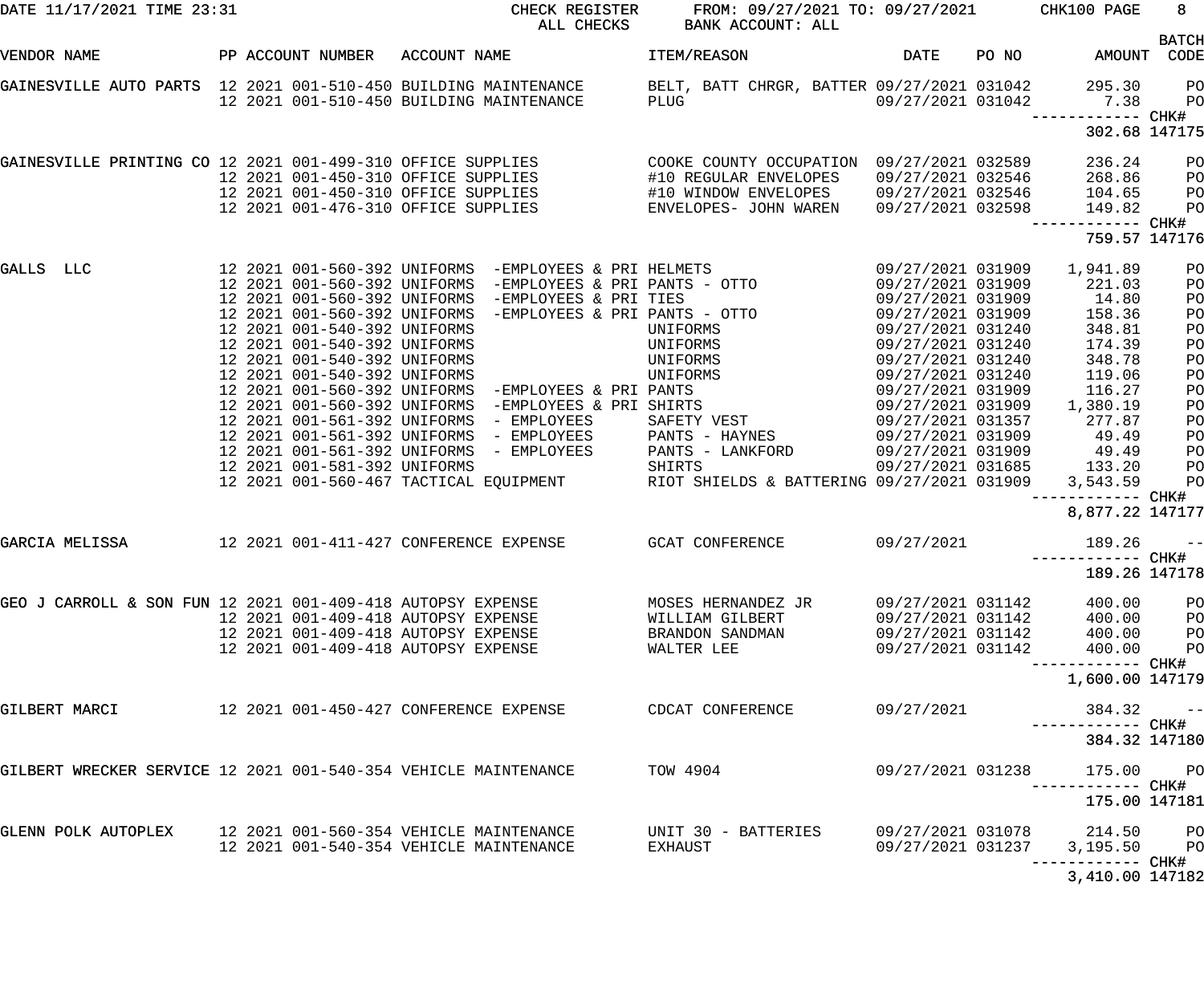DATE 11/17/2021 TIME 23:31 CHECK REGISTER FROM: 09/27/2021 TO: 09/27/2021 CHK100 PAGE 8
ALL CHECKS BANK ACCOUNT: ALL

| VENDOR NAME | PP | ACCOUNT NUMBER | ACCOUNT NAME | ITEM/REASON | DATE | PO NO | AMOUNT | BATCH CODE |
|---|---|---|---|---|---|---|---|---|
| GAINESVILLE AUTO PARTS | 12 | 2021 001-510-450 | BUILDING MAINTENANCE | BELT, BATT CHRGR, BATTER | 09/27/2021 | 031042 | 295.30 | PO |
| | 12 | 2021 001-510-450 | BUILDING MAINTENANCE | PLUG | 09/27/2021 | 031042 | 7.38 | PO |
| | | | | | | | ------------ | CHK# |
| | | | | | | | 302.68 | 147175 |
| GAINESVILLE PRINTING CO | 12 | 2021 001-499-310 | OFFICE SUPPLIES | COOKE COUNTY OCCUPATION | 09/27/2021 | 032589 | 236.24 | PO |
| | 12 | 2021 001-450-310 | OFFICE SUPPLIES | #10 REGULAR ENVELOPES | 09/27/2021 | 032546 | 268.86 | PO |
| | 12 | 2021 001-450-310 | OFFICE SUPPLIES | #10 WINDOW ENVELOPES | 09/27/2021 | 032546 | 104.65 | PO |
| | 12 | 2021 001-476-310 | OFFICE SUPPLIES | ENVELOPES- JOHN WAREN | 09/27/2021 | 032598 | 149.82 | PO |
| | | | | | | | ------------ | CHK# |
| | | | | | | | 759.57 | 147176 |
| GALLS LLC | 12 | 2021 001-560-392 | UNIFORMS -EMPLOYEES & PRI | HELMETS | 09/27/2021 | 031909 | 1,941.89 | PO |
| | 12 | 2021 001-560-392 | UNIFORMS -EMPLOYEES & PRI | PANTS - OTTO | 09/27/2021 | 031909 | 221.03 | PO |
| | 12 | 2021 001-560-392 | UNIFORMS -EMPLOYEES & PRI | TIES | 09/27/2021 | 031909 | 14.80 | PO |
| | 12 | 2021 001-560-392 | UNIFORMS -EMPLOYEES & PRI | PANTS - OTTO | 09/27/2021 | 031909 | 158.36 | PO |
| | 12 | 2021 001-540-392 | UNIFORMS | UNIFORMS | 09/27/2021 | 031240 | 348.81 | PO |
| | 12 | 2021 001-540-392 | UNIFORMS | UNIFORMS | 09/27/2021 | 031240 | 174.39 | PO |
| | 12 | 2021 001-540-392 | UNIFORMS | UNIFORMS | 09/27/2021 | 031240 | 348.78 | PO |
| | 12 | 2021 001-540-392 | UNIFORMS | UNIFORMS | 09/27/2021 | 031240 | 119.06 | PO |
| | 12 | 2021 001-560-392 | UNIFORMS -EMPLOYEES & PRI | PANTS | 09/27/2021 | 031909 | 116.27 | PO |
| | 12 | 2021 001-560-392 | UNIFORMS -EMPLOYEES & PRI | SHIRTS | 09/27/2021 | 031909 | 1,380.19 | PO |
| | 12 | 2021 001-561-392 | UNIFORMS - EMPLOYEES | SAFETY VEST | 09/27/2021 | 031357 | 277.87 | PO |
| | 12 | 2021 001-561-392 | UNIFORMS - EMPLOYEES | PANTS - HAYNES | 09/27/2021 | 031909 | 49.49 | PO |
| | 12 | 2021 001-561-392 | UNIFORMS - EMPLOYEES | PANTS - LANKFORD | 09/27/2021 | 031909 | 49.49 | PO |
| | 12 | 2021 001-581-392 | UNIFORMS | SHIRTS | 09/27/2021 | 031685 | 133.20 | PO |
| | 12 | 2021 001-560-467 | TACTICAL EQUIPMENT | RIOT SHIELDS & BATTERING | 09/27/2021 | 031909 | 3,543.59 | PO |
| | | | | | | | ------------ | CHK# |
| | | | | | | | 8,877.22 | 147177 |
| GARCIA MELISSA | 12 | 2021 001-411-427 | CONFERENCE EXPENSE | GCAT CONFERENCE | 09/27/2021 | | 189.26 | -- |
| | | | | | | | ------------ | CHK# |
| | | | | | | | 189.26 | 147178 |
| GEO J CARROLL & SON FUN | 12 | 2021 001-409-418 | AUTOPSY EXPENSE | MOSES HERNANDEZ JR | 09/27/2021 | 031142 | 400.00 | PO |
| | 12 | 2021 001-409-418 | AUTOPSY EXPENSE | WILLIAM GILBERT | 09/27/2021 | 031142 | 400.00 | PO |
| | 12 | 2021 001-409-418 | AUTOPSY EXPENSE | BRANDON SANDMAN | 09/27/2021 | 031142 | 400.00 | PO |
| | 12 | 2021 001-409-418 | AUTOPSY EXPENSE | WALTER LEE | 09/27/2021 | 031142 | 400.00 | PO |
| | | | | | | | ------------ | CHK# |
| | | | | | | | 1,600.00 | 147179 |
| GILBERT MARCI | 12 | 2021 001-450-427 | CONFERENCE EXPENSE | CDCAT CONFERENCE | 09/27/2021 | | 384.32 | -- |
| | | | | | | | ------------ | CHK# |
| | | | | | | | 384.32 | 147180 |
| GILBERT WRECKER SERVICE | 12 | 2021 001-540-354 | VEHICLE MAINTENANCE | TOW 4904 | 09/27/2021 | 031238 | 175.00 | PO |
| | | | | | | | ------------ | CHK# |
| | | | | | | | 175.00 | 147181 |
| GLENN POLK AUTOPLEX | 12 | 2021 001-560-354 | VEHICLE MAINTENANCE | UNIT 30 - BATTERIES | 09/27/2021 | 031078 | 214.50 | PO |
| | 12 | 2021 001-540-354 | VEHICLE MAINTENANCE | EXHAUST | 09/27/2021 | 031237 | 3,195.50 | PO |
| | | | | | | | ------------ | CHK# |
| | | | | | | | 3,410.00 | 147182 |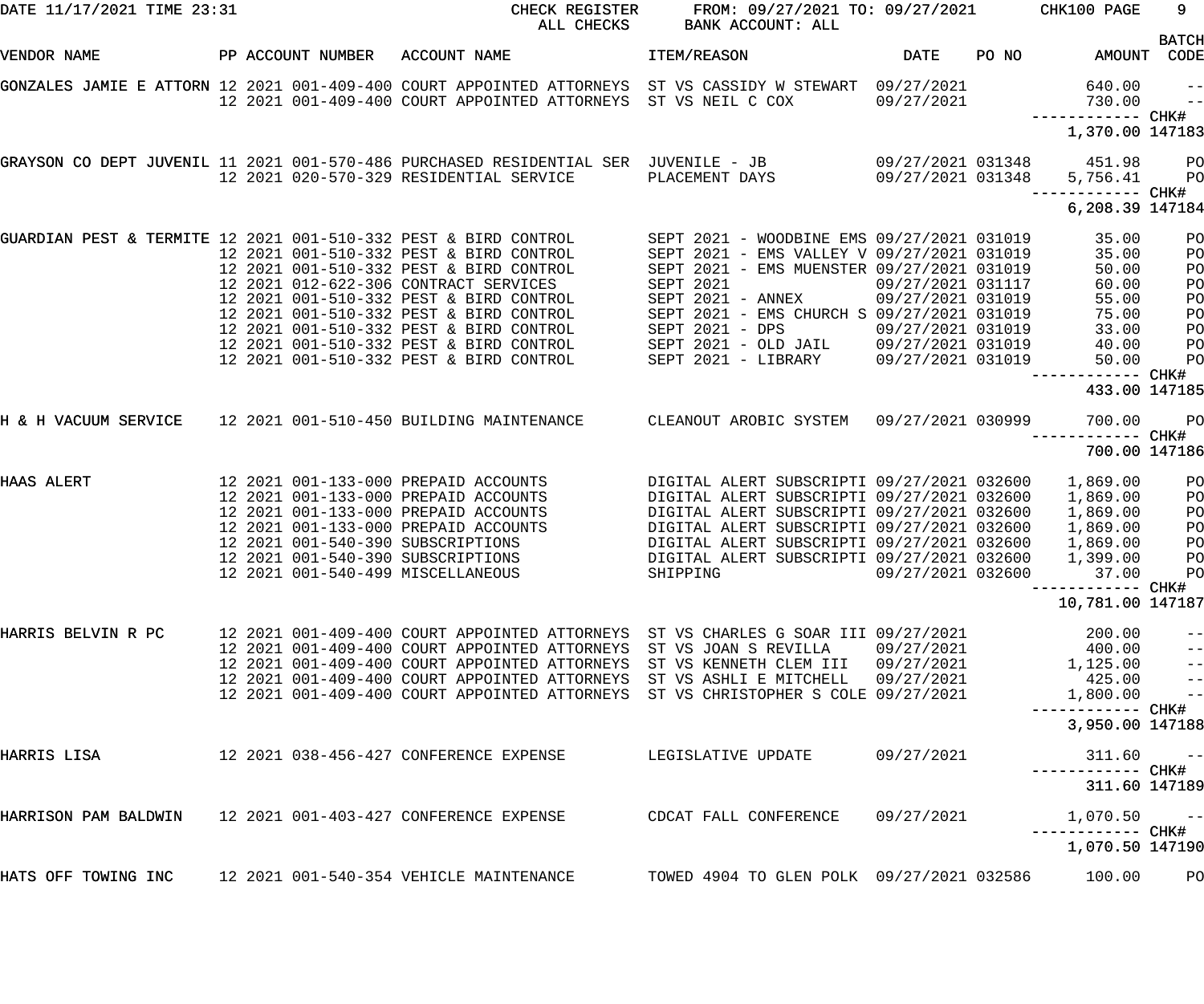CHECK REGISTER FROM: 09/27/2021 TO: 09/27/2021
ALL CHECKS BANK ACCOUNT: ALL

| VENDOR NAME | PP | ACCOUNT NUMBER | ACCOUNT NAME | ITEM/REASON | DATE | PO NO | AMOUNT | BATCH CODE |
|---|---|---|---|---|---|---|---|---|
| GONZALES JAMIE E ATTORN | 12 | 2021 001-409-400 | COURT APPOINTED ATTORNEYS | ST VS CASSIDY W STEWART | 09/27/2021 | | 640.00 | -- |
| | 12 | 2021 001-409-400 | COURT APPOINTED ATTORNEYS | ST VS NEIL C COX | 09/27/2021 | | 730.00 | -- |
| | | | | | | | 1,370.00 | CHK# 147183 |
| GRAYSON CO DEPT JUVENIL | 11 | 2021 001-570-486 | PURCHASED RESIDENTIAL SER | JUVENILE - JB | 09/27/2021 | 031348 | 451.98 | PO |
| | 12 | 2021 020-570-329 | RESIDENTIAL SERVICE | PLACEMENT DAYS | 09/27/2021 | 031348 | 5,756.41 | PO |
| | | | | | | | 6,208.39 | CHK# 147184 |
| GUARDIAN PEST & TERMITE | 12 | 2021 001-510-332 | PEST & BIRD CONTROL | SEPT 2021 - WOODBINE EMS | 09/27/2021 | 031019 | 35.00 | PO |
| | 12 | 2021 001-510-332 | PEST & BIRD CONTROL | SEPT 2021 - EMS VALLEY V | 09/27/2021 | 031019 | 35.00 | PO |
| | 12 | 2021 001-510-332 | PEST & BIRD CONTROL | SEPT 2021 - EMS MUENSTER | 09/27/2021 | 031019 | 50.00 | PO |
| | 12 | 2021 012-622-306 | CONTRACT SERVICES | SEPT 2021 | 09/27/2021 | 031117 | 60.00 | PO |
| | 12 | 2021 001-510-332 | PEST & BIRD CONTROL | SEPT 2021 - ANNEX | 09/27/2021 | 031019 | 55.00 | PO |
| | 12 | 2021 001-510-332 | PEST & BIRD CONTROL | SEPT 2021 - EMS CHURCH S | 09/27/2021 | 031019 | 75.00 | PO |
| | 12 | 2021 001-510-332 | PEST & BIRD CONTROL | SEPT 2021 - DPS | 09/27/2021 | 031019 | 33.00 | PO |
| | 12 | 2021 001-510-332 | PEST & BIRD CONTROL | SEPT 2021 - OLD JAIL | 09/27/2021 | 031019 | 40.00 | PO |
| | 12 | 2021 001-510-332 | PEST & BIRD CONTROL | SEPT 2021 - LIBRARY | 09/27/2021 | 031019 | 50.00 | PO |
| | | | | | | | 433.00 | CHK# 147185 |
| H & H VACUUM SERVICE | 12 | 2021 001-510-450 | BUILDING MAINTENANCE | CLEANOUT AROBIC SYSTEM | 09/27/2021 | 030999 | 700.00 | PO |
| | | | | | | | 700.00 | CHK# 147186 |
| HAAS ALERT | 12 | 2021 001-133-000 | PREPAID ACCOUNTS | DIGITAL ALERT SUBSCRIPTI | 09/27/2021 | 032600 | 1,869.00 | PO |
| | 12 | 2021 001-133-000 | PREPAID ACCOUNTS | DIGITAL ALERT SUBSCRIPTI | 09/27/2021 | 032600 | 1,869.00 | PO |
| | 12 | 2021 001-133-000 | PREPAID ACCOUNTS | DIGITAL ALERT SUBSCRIPTI | 09/27/2021 | 032600 | 1,869.00 | PO |
| | 12 | 2021 001-133-000 | PREPAID ACCOUNTS | DIGITAL ALERT SUBSCRIPTI | 09/27/2021 | 032600 | 1,869.00 | PO |
| | 12 | 2021 001-540-390 | SUBSCRIPTIONS | DIGITAL ALERT SUBSCRIPTI | 09/27/2021 | 032600 | 1,869.00 | PO |
| | 12 | 2021 001-540-390 | SUBSCRIPTIONS | DIGITAL ALERT SUBSCRIPTI | 09/27/2021 | 032600 | 1,399.00 | PO |
| | 12 | 2021 001-540-499 | MISCELLANEOUS | SHIPPING | 09/27/2021 | 032600 | 37.00 | PO |
| | | | | | | | 10,781.00 | CHK# 147187 |
| HARRIS BELVIN R PC | 12 | 2021 001-409-400 | COURT APPOINTED ATTORNEYS | ST VS CHARLES G SOAR III | 09/27/2021 | | 200.00 | -- |
| | 12 | 2021 001-409-400 | COURT APPOINTED ATTORNEYS | ST VS JOAN S REVILLA | 09/27/2021 | | 400.00 | -- |
| | 12 | 2021 001-409-400 | COURT APPOINTED ATTORNEYS | ST VS KENNETH CLEM III | 09/27/2021 | | 1,125.00 | -- |
| | 12 | 2021 001-409-400 | COURT APPOINTED ATTORNEYS | ST VS ASHLI E MITCHELL | 09/27/2021 | | 425.00 | -- |
| | 12 | 2021 001-409-400 | COURT APPOINTED ATTORNEYS | ST VS CHRISTOPHER S COLE | 09/27/2021 | | 1,800.00 | -- |
| | | | | | | | 3,950.00 | CHK# 147188 |
| HARRIS LISA | 12 | 2021 038-456-427 | CONFERENCE EXPENSE | LEGISLATIVE UPDATE | 09/27/2021 | | 311.60 | -- |
| | | | | | | | 311.60 | CHK# 147189 |
| HARRISON PAM BALDWIN | 12 | 2021 001-403-427 | CONFERENCE EXPENSE | CDCAT FALL CONFERENCE | 09/27/2021 | | 1,070.50 | -- |
| | | | | | | | 1,070.50 | CHK# 147190 |
| HATS OFF TOWING INC | 12 | 2021 001-540-354 | VEHICLE MAINTENANCE | TOWED 4904 TO GLEN POLK | 09/27/2021 | 032586 | 100.00 | PO |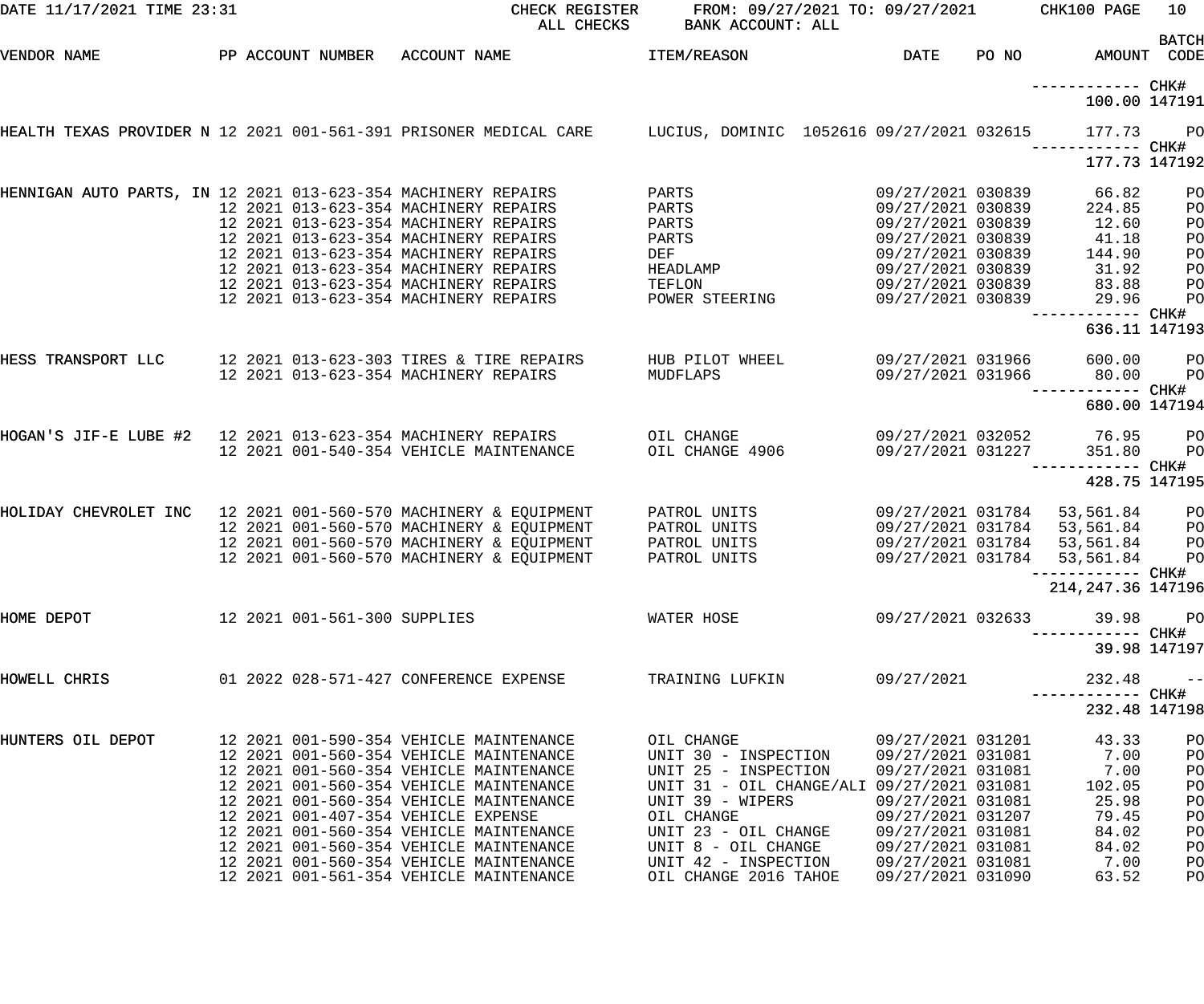DATE 11/17/2021 TIME 23:31 — CHECK REGISTER — ALL CHECKS — FROM: 09/27/2021 TO: 09/27/2021 — BANK ACCOUNT: ALL — CHK100 PAGE 10

| VENDOR NAME | PP | ACCOUNT NUMBER | ACCOUNT NAME | ITEM/REASON | DATE | PO NO | AMOUNT | BATCH CODE |
|---|---|---|---|---|---|---|---|---|
| | | | | | | | ------------ | CHK# |
| | | | | | | | 100.00 | 147191 |
| HEALTH TEXAS PROVIDER N | 12 | 2021 001-561-391 | PRISONER MEDICAL CARE | LUCIUS, DOMINIC 1052616 | 09/27/2021 | 032615 | 177.73 | PO |
| | | | | | | | ------------ | CHK# |
| | | | | | | | 177.73 | 147192 |
| HENNIGAN AUTO PARTS, IN | 12 | 2021 013-623-354 | MACHINERY REPAIRS | PARTS | 09/27/2021 | 030839 | 66.82 | PO |
| | 12 | 2021 013-623-354 | MACHINERY REPAIRS | PARTS | 09/27/2021 | 030839 | 224.85 | PO |
| | 12 | 2021 013-623-354 | MACHINERY REPAIRS | PARTS | 09/27/2021 | 030839 | 12.60 | PO |
| | 12 | 2021 013-623-354 | MACHINERY REPAIRS | PARTS | 09/27/2021 | 030839 | 41.18 | PO |
| | 12 | 2021 013-623-354 | MACHINERY REPAIRS | DEF | 09/27/2021 | 030839 | 144.90 | PO |
| | 12 | 2021 013-623-354 | MACHINERY REPAIRS | HEADLAMP | 09/27/2021 | 030839 | 31.92 | PO |
| | 12 | 2021 013-623-354 | MACHINERY REPAIRS | TEFLON | 09/27/2021 | 030839 | 83.88 | PO |
| | 12 | 2021 013-623-354 | MACHINERY REPAIRS | POWER STEERING | 09/27/2021 | 030839 | 29.96 | PO |
| | | | | | | | ------------ | CHK# |
| | | | | | | | 636.11 | 147193 |
| HESS TRANSPORT LLC | 12 | 2021 013-623-303 | TIRES & TIRE REPAIRS | HUB PILOT WHEEL | 09/27/2021 | 031966 | 600.00 | PO |
| | 12 | 2021 013-623-354 | MACHINERY REPAIRS | MUDFLAPS | 09/27/2021 | 031966 | 80.00 | PO |
| | | | | | | | ------------ | CHK# |
| | | | | | | | 680.00 | 147194 |
| HOGAN'S JIF-E LUBE #2 | 12 | 2021 013-623-354 | MACHINERY REPAIRS | OIL CHANGE | 09/27/2021 | 032052 | 76.95 | PO |
| | 12 | 2021 001-540-354 | VEHICLE MAINTENANCE | OIL CHANGE 4906 | 09/27/2021 | 031227 | 351.80 | PO |
| | | | | | | | ------------ | CHK# |
| | | | | | | | 428.75 | 147195 |
| HOLIDAY CHEVROLET INC | 12 | 2021 001-560-570 | MACHINERY & EQUIPMENT | PATROL UNITS | 09/27/2021 | 031784 | 53,561.84 | PO |
| | 12 | 2021 001-560-570 | MACHINERY & EQUIPMENT | PATROL UNITS | 09/27/2021 | 031784 | 53,561.84 | PO |
| | 12 | 2021 001-560-570 | MACHINERY & EQUIPMENT | PATROL UNITS | 09/27/2021 | 031784 | 53,561.84 | PO |
| | 12 | 2021 001-560-570 | MACHINERY & EQUIPMENT | PATROL UNITS | 09/27/2021 | 031784 | 53,561.84 | PO |
| | | | | | | | ------------ | CHK# |
| | | | | | | | 214,247.36 | 147196 |
| HOME DEPOT | 12 | 2021 001-561-300 | SUPPLIES | WATER HOSE | 09/27/2021 | 032633 | 39.98 | PO |
| | | | | | | | ------------ | CHK# |
| | | | | | | | 39.98 | 147197 |
| HOWELL CHRIS | 01 | 2022 028-571-427 | CONFERENCE EXPENSE | TRAINING LUFKIN | 09/27/2021 | | 232.48 | -- |
| | | | | | | | ------------ | CHK# |
| | | | | | | | 232.48 | 147198 |
| HUNTERS OIL DEPOT | 12 | 2021 001-590-354 | VEHICLE MAINTENANCE | OIL CHANGE | 09/27/2021 | 031201 | 43.33 | PO |
| | 12 | 2021 001-560-354 | VEHICLE MAINTENANCE | UNIT 30 - INSPECTION | 09/27/2021 | 031081 | 7.00 | PO |
| | 12 | 2021 001-560-354 | VEHICLE MAINTENANCE | UNIT 25 - INSPECTION | 09/27/2021 | 031081 | 7.00 | PO |
| | 12 | 2021 001-560-354 | VEHICLE MAINTENANCE | UNIT 31 - OIL CHANGE/ALI | 09/27/2021 | 031081 | 102.05 | PO |
| | 12 | 2021 001-560-354 | VEHICLE MAINTENANCE | UNIT 39 - WIPERS | 09/27/2021 | 031081 | 25.98 | PO |
| | 12 | 2021 001-407-354 | VEHICLE EXPENSE | OIL CHANGE | 09/27/2021 | 031207 | 79.45 | PO |
| | 12 | 2021 001-560-354 | VEHICLE MAINTENANCE | UNIT 23 - OIL CHANGE | 09/27/2021 | 031081 | 84.02 | PO |
| | 12 | 2021 001-560-354 | VEHICLE MAINTENANCE | UNIT 8 - OIL CHANGE | 09/27/2021 | 031081 | 84.02 | PO |
| | 12 | 2021 001-560-354 | VEHICLE MAINTENANCE | UNIT 42 - INSPECTION | 09/27/2021 | 031081 | 7.00 | PO |
| | 12 | 2021 001-561-354 | VEHICLE MAINTENANCE | OIL CHANGE 2016 TAHOE | 09/27/2021 | 031090 | 63.52 | PO |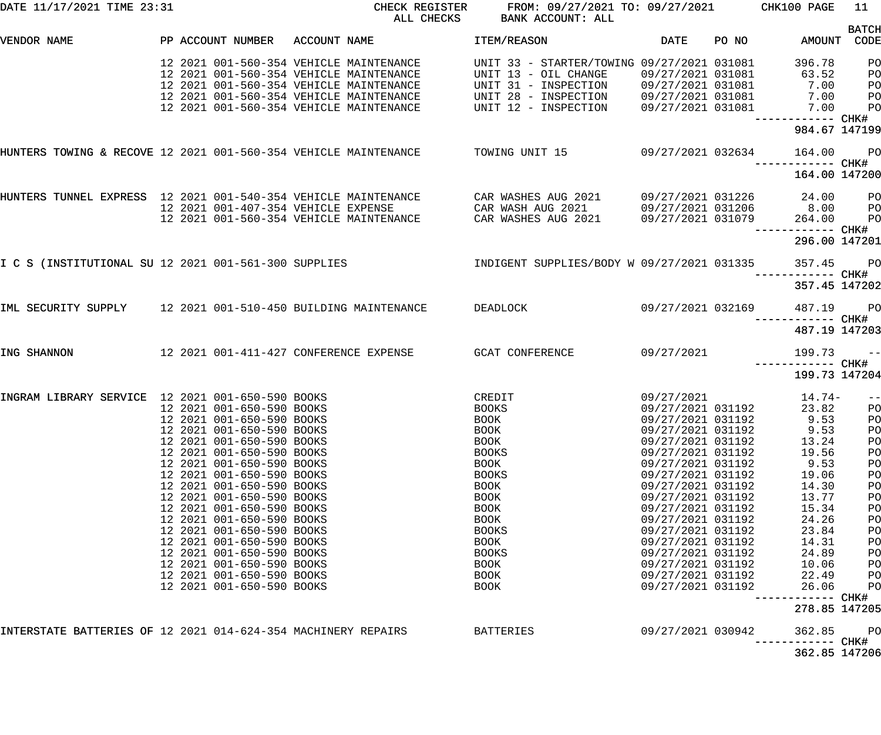DATE 11/17/2021 TIME 23:31 — CHECK REGISTER — ALL CHECKS — FROM: 09/27/2021 TO: 09/27/2021 — BANK ACCOUNT: ALL — CHK100

| VENDOR NAME | PP | ACCOUNT NUMBER | ACCOUNT NAME | ITEM/REASON | DATE | PO NO | AMOUNT | BATCH CODE |
|---|---|---|---|---|---|---|---|---|
| | 12 2021 | 001-560-354 | VEHICLE MAINTENANCE | UNIT 33 - STARTER/TOWING | 09/27/2021 | 031081 | 396.78 | PO |
| | 12 2021 | 001-560-354 | VEHICLE MAINTENANCE | UNIT 13 - OIL CHANGE | 09/27/2021 | 031081 | 63.52 | PO |
| | 12 2021 | 001-560-354 | VEHICLE MAINTENANCE | UNIT 31 - INSPECTION | 09/27/2021 | 031081 | 7.00 | PO |
| | 12 2021 | 001-560-354 | VEHICLE MAINTENANCE | UNIT 28 - INSPECTION | 09/27/2021 | 031081 | 7.00 | PO |
| | 12 2021 | 001-560-354 | VEHICLE MAINTENANCE | UNIT 12 - INSPECTION | 09/27/2021 | 031081 | 7.00 | PO |
| | | | | | | | 984.67 | CHK# 147199 |
| HUNTERS TOWING & RECOVE | 12 2021 | 001-560-354 | VEHICLE MAINTENANCE | TOWING UNIT 15 | 09/27/2021 | 032634 | 164.00 | PO |
| | | | | | | | 164.00 | CHK# 147200 |
| HUNTERS TUNNEL EXPRESS | 12 2021 | 001-540-354 | VEHICLE MAINTENANCE | CAR WASHES AUG 2021 | 09/27/2021 | 031226 | 24.00 | PO |
| | 12 2021 | 001-407-354 | VEHICLE EXPENSE | CAR WASH AUG 2021 | 09/27/2021 | 031206 | 8.00 | PO |
| | 12 2021 | 001-560-354 | VEHICLE MAINTENANCE | CAR WASHES AUG 2021 | 09/27/2021 | 031079 | 264.00 | PO |
| | | | | | | | 296.00 | CHK# 147201 |
| I C S (INSTITUTIONAL SU | 12 2021 | 001-561-300 | SUPPLIES | INDIGENT SUPPLIES/BODY W | 09/27/2021 | 031335 | 357.45 | PO |
| | | | | | | | 357.45 | CHK# 147202 |
| IML SECURITY SUPPLY | 12 2021 | 001-510-450 | BUILDING MAINTENANCE | DEADLOCK | 09/27/2021 | 032169 | 487.19 | PO |
| | | | | | | | 487.19 | CHK# 147203 |
| ING SHANNON | 12 2021 | 001-411-427 | CONFERENCE EXPENSE | GCAT CONFERENCE | 09/27/2021 | | 199.73 | -- |
| | | | | | | | 199.73 | CHK# 147204 |
| INGRAM LIBRARY SERVICE | 12 2021 | 001-650-590 | BOOKS | CREDIT | 09/27/2021 | | 14.74- | -- |
| | 12 2021 | 001-650-590 | BOOKS | BOOKS | 09/27/2021 | 031192 | 23.82 | PO |
| | 12 2021 | 001-650-590 | BOOKS | BOOK | 09/27/2021 | 031192 | 9.53 | PO |
| | 12 2021 | 001-650-590 | BOOKS | BOOK | 09/27/2021 | 031192 | 9.53 | PO |
| | 12 2021 | 001-650-590 | BOOKS | BOOK | 09/27/2021 | 031192 | 13.24 | PO |
| | 12 2021 | 001-650-590 | BOOKS | BOOKS | 09/27/2021 | 031192 | 19.56 | PO |
| | 12 2021 | 001-650-590 | BOOKS | BOOK | 09/27/2021 | 031192 | 9.53 | PO |
| | 12 2021 | 001-650-590 | BOOKS | BOOKS | 09/27/2021 | 031192 | 19.06 | PO |
| | 12 2021 | 001-650-590 | BOOKS | BOOK | 09/27/2021 | 031192 | 14.30 | PO |
| | 12 2021 | 001-650-590 | BOOKS | BOOK | 09/27/2021 | 031192 | 13.77 | PO |
| | 12 2021 | 001-650-590 | BOOKS | BOOK | 09/27/2021 | 031192 | 15.34 | PO |
| | 12 2021 | 001-650-590 | BOOKS | BOOK | 09/27/2021 | 031192 | 24.26 | PO |
| | 12 2021 | 001-650-590 | BOOKS | BOOKS | 09/27/2021 | 031192 | 23.84 | PO |
| | 12 2021 | 001-650-590 | BOOKS | BOOK | 09/27/2021 | 031192 | 14.31 | PO |
| | 12 2021 | 001-650-590 | BOOKS | BOOKS | 09/27/2021 | 031192 | 24.89 | PO |
| | 12 2021 | 001-650-590 | BOOKS | BOOK | 09/27/2021 | 031192 | 10.06 | PO |
| | 12 2021 | 001-650-590 | BOOKS | BOOK | 09/27/2021 | 031192 | 22.49 | PO |
| | 12 2021 | 001-650-590 | BOOKS | BOOK | 09/27/2021 | 031192 | 26.06 | PO |
| | | | | | | | 278.85 | CHK# 147205 |
| INTERSTATE BATTERIES OF | 12 2021 | 014-624-354 | MACHINERY REPAIRS | BATTERIES | 09/27/2021 | 030942 | 362.85 | PO |
| | | | | | | | 362.85 | CHK# 147206 |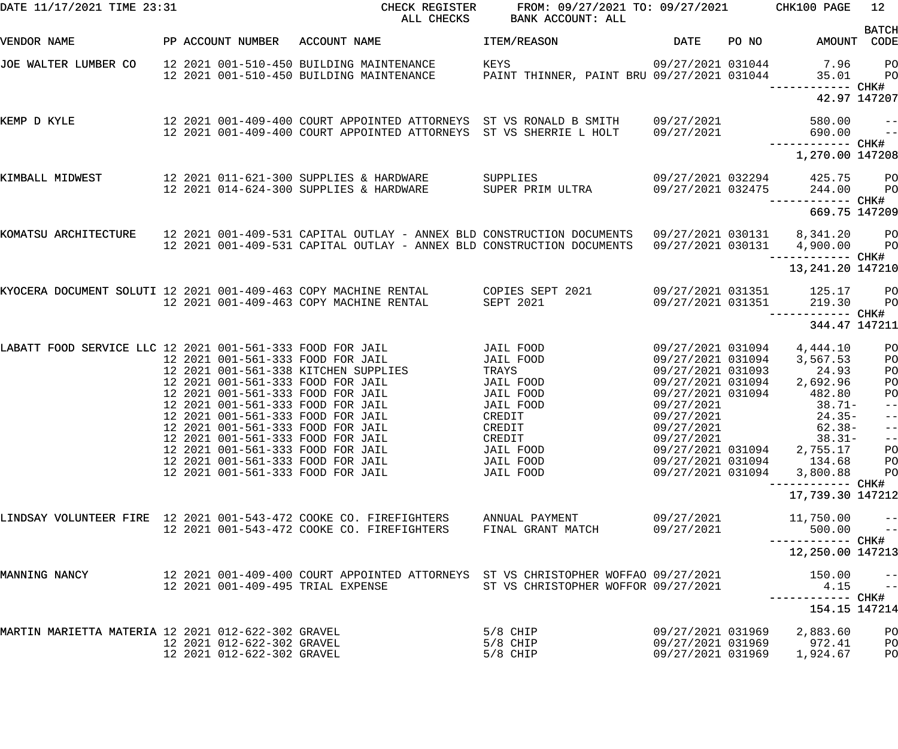DATE 11/17/2021 TIME 23:31 CHECK REGISTER FROM: 09/27/2021 TO: 09/27/2021 CHK100 PAGE 12
ALL CHECKS BANK ACCOUNT: ALL

| VENDOR NAME | PP ACCOUNT NUMBER | ACCOUNT NAME | ITEM/REASON | DATE | PO NO | AMOUNT | BATCH CODE |
|---|---|---|---|---|---|---|---|
| JOE WALTER LUMBER CO | 12 2021 001-510-450 | BUILDING MAINTENANCE | KEYS | 09/27/2021 | 031044 | 7.96 | PO |
| | 12 2021 001-510-450 | BUILDING MAINTENANCE | PAINT THINNER, PAINT BRU | 09/27/2021 | 031044 | 35.01 | PO |
| | | | | | | ------------ | CHK# |
| | | | | | | 42.97 | 147207 |
| KEMP D KYLE | 12 2021 001-409-400 | COURT APPOINTED ATTORNEYS | ST VS RONALD B SMITH | 09/27/2021 | | 580.00 | -- |
| | 12 2021 001-409-400 | COURT APPOINTED ATTORNEYS | ST VS SHERRIE L HOLT | 09/27/2021 | | 690.00 | -- |
| | | | | | | ------------ | CHK# |
| | | | | | | 1,270.00 | 147208 |
| KIMBALL MIDWEST | 12 2021 011-621-300 | SUPPLIES & HARDWARE | SUPPLIES | 09/27/2021 | 032294 | 425.75 | PO |
| | 12 2021 014-624-300 | SUPPLIES & HARDWARE | SUPER PRIM ULTRA | 09/27/2021 | 032475 | 244.00 | PO |
| | | | | | | ------------ | CHK# |
| | | | | | | 669.75 | 147209 |
| KOMATSU ARCHITECTURE | 12 2021 001-409-531 | CAPITAL OUTLAY - ANNEX BLD | CONSTRUCTION DOCUMENTS | 09/27/2021 | 030131 | 8,341.20 | PO |
| | 12 2021 001-409-531 | CAPITAL OUTLAY - ANNEX BLD | CONSTRUCTION DOCUMENTS | 09/27/2021 | 030131 | 4,900.00 | PO |
| | | | | | | ------------ | CHK# |
| | | | | | | 13,241.20 | 147210 |
| KYOCERA DOCUMENT SOLUTI | 12 2021 001-409-463 | COPY MACHINE RENTAL | COPIES SEPT 2021 | 09/27/2021 | 031351 | 125.17 | PO |
| | 12 2021 001-409-463 | COPY MACHINE RENTAL | SEPT 2021 | 09/27/2021 | 031351 | 219.30 | PO |
| | | | | | | ------------ | CHK# |
| | | | | | | 344.47 | 147211 |
| LABATT FOOD SERVICE LLC | 12 2021 001-561-333 | FOOD FOR JAIL | JAIL FOOD | 09/27/2021 | 031094 | 4,444.10 | PO |
| | 12 2021 001-561-333 | FOOD FOR JAIL | JAIL FOOD | 09/27/2021 | 031094 | 3,567.53 | PO |
| | 12 2021 001-561-338 | KITCHEN SUPPLIES | TRAYS | 09/27/2021 | 031093 | 24.93 | PO |
| | 12 2021 001-561-333 | FOOD FOR JAIL | JAIL FOOD | 09/27/2021 | 031094 | 2,692.96 | PO |
| | 12 2021 001-561-333 | FOOD FOR JAIL | JAIL FOOD | 09/27/2021 | 031094 | 482.80 | PO |
| | 12 2021 001-561-333 | FOOD FOR JAIL | JAIL FOOD | 09/27/2021 | | 38.71- | -- |
| | 12 2021 001-561-333 | FOOD FOR JAIL | CREDIT | 09/27/2021 | | 24.35- | -- |
| | 12 2021 001-561-333 | FOOD FOR JAIL | CREDIT | 09/27/2021 | | 62.38- | -- |
| | 12 2021 001-561-333 | FOOD FOR JAIL | CREDIT | 09/27/2021 | | 38.31- | -- |
| | 12 2021 001-561-333 | FOOD FOR JAIL | JAIL FOOD | 09/27/2021 | 031094 | 2,755.17 | PO |
| | 12 2021 001-561-333 | FOOD FOR JAIL | JAIL FOOD | 09/27/2021 | 031094 | 134.68 | PO |
| | 12 2021 001-561-333 | FOOD FOR JAIL | JAIL FOOD | 09/27/2021 | 031094 | 3,800.88 | PO |
| | | | | | | ------------ | CHK# |
| | | | | | | 17,739.30 | 147212 |
| LINDSAY VOLUNTEER FIRE | 12 2021 001-543-472 | COOKE CO. FIREFIGHTERS | ANNUAL PAYMENT | 09/27/2021 | | 11,750.00 | -- |
| | 12 2021 001-543-472 | COOKE CO. FIREFIGHTERS | FINAL GRANT MATCH | 09/27/2021 | | 500.00 | -- |
| | | | | | | ------------ | CHK# |
| | | | | | | 12,250.00 | 147213 |
| MANNING NANCY | 12 2021 001-409-400 | COURT APPOINTED ATTORNEYS | ST VS CHRISTOPHER WOFFAO | 09/27/2021 | | 150.00 | -- |
| | 12 2021 001-409-495 | TRIAL EXPENSE | ST VS CHRISTOPHER WOFFOR | 09/27/2021 | | 4.15 | -- |
| | | | | | | ------------ | CHK# |
| | | | | | | 154.15 | 147214 |
| MARTIN MARIETTA MATERIA | 12 2021 012-622-302 | GRAVEL | 5/8 CHIP | 09/27/2021 | 031969 | 2,883.60 | PO |
| | 12 2021 012-622-302 | GRAVEL | 5/8 CHIP | 09/27/2021 | 031969 | 972.41 | PO |
| | 12 2021 012-622-302 | GRAVEL | 5/8 CHIP | 09/27/2021 | 031969 | 1,924.67 | PO |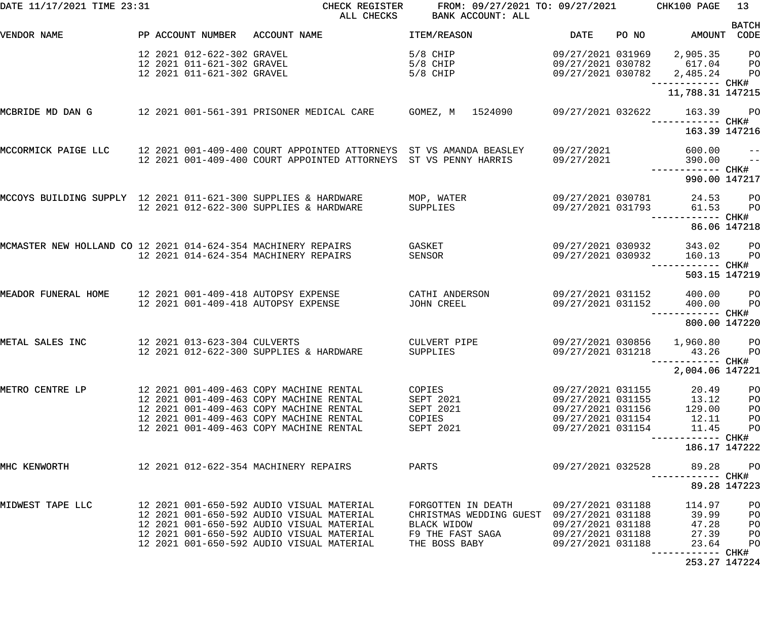DATE 11/17/2021 TIME 23:31 CHECK REGISTER FROM: 09/27/2021 TO: 09/27/2021 CHK100 PAGE 13
ALL CHECKS BANK ACCOUNT: ALL

| VENDOR NAME | PP | ACCOUNT NUMBER | ACCOUNT NAME | ITEM/REASON | DATE | PO NO | AMOUNT | BATCH CODE |
|---|---|---|---|---|---|---|---|---|
| | 12 | 2021 012-622-302 | GRAVEL | 5/8 CHIP | 09/27/2021 | 031969 | 2,905.35 | PO |
| | 12 | 2021 011-621-302 | GRAVEL | 5/8 CHIP | 09/27/2021 | 030782 | 617.04 | PO |
| | 12 | 2021 011-621-302 | GRAVEL | 5/8 CHIP | 09/27/2021 | 030782 | 2,485.24 | PO |
| | | | | | | | 11,788.31 | CHK# 147215 |
| MCBRIDE MD DAN G | 12 | 2021 001-561-391 | PRISONER MEDICAL CARE | GOMEZ, M 1524090 | 09/27/2021 | 032622 | 163.39 | PO |
| | | | | | | | 163.39 | CHK# 147216 |
| MCCORMICK PAIGE LLC | 12 | 2021 001-409-400 | COURT APPOINTED ATTORNEYS | ST VS AMANDA BEASLEY | 09/27/2021 | | 600.00 | -- |
| | 12 | 2021 001-409-400 | COURT APPOINTED ATTORNEYS | ST VS PENNY HARRIS | 09/27/2021 | | 390.00 | -- |
| | | | | | | | 990.00 | CHK# 147217 |
| MCCOYS BUILDING SUPPLY | 12 | 2021 011-621-300 | SUPPLIES & HARDWARE | MOP, WATER | 09/27/2021 | 030781 | 24.53 | PO |
| | 12 | 2021 012-622-300 | SUPPLIES & HARDWARE | SUPPLIES | 09/27/2021 | 031793 | 61.53 | PO |
| | | | | | | | 86.06 | CHK# 147218 |
| MCMASTER NEW HOLLAND CO | 12 | 2021 014-624-354 | MACHINERY REPAIRS | GASKET | 09/27/2021 | 030932 | 343.02 | PO |
| | 12 | 2021 014-624-354 | MACHINERY REPAIRS | SENSOR | 09/27/2021 | 030932 | 160.13 | PO |
| | | | | | | | 503.15 | CHK# 147219 |
| MEADOR FUNERAL HOME | 12 | 2021 001-409-418 | AUTOPSY EXPENSE | CATHI ANDERSON | 09/27/2021 | 031152 | 400.00 | PO |
| | 12 | 2021 001-409-418 | AUTOPSY EXPENSE | JOHN CREEL | 09/27/2021 | 031152 | 400.00 | PO |
| | | | | | | | 800.00 | CHK# 147220 |
| METAL SALES INC | 12 | 2021 013-623-304 | CULVERTS | CULVERT PIPE | 09/27/2021 | 030856 | 1,960.80 | PO |
| | 12 | 2021 012-622-300 | SUPPLIES & HARDWARE | SUPPLIES | 09/27/2021 | 031218 | 43.26 | PO |
| | | | | | | | 2,004.06 | CHK# 147221 |
| METRO CENTRE LP | 12 | 2021 001-409-463 | COPY MACHINE RENTAL | COPIES | 09/27/2021 | 031155 | 20.49 | PO |
| | 12 | 2021 001-409-463 | COPY MACHINE RENTAL | SEPT 2021 | 09/27/2021 | 031155 | 13.12 | PO |
| | 12 | 2021 001-409-463 | COPY MACHINE RENTAL | SEPT 2021 | 09/27/2021 | 031156 | 129.00 | PO |
| | 12 | 2021 001-409-463 | COPY MACHINE RENTAL | COPIES | 09/27/2021 | 031154 | 12.11 | PO |
| | 12 | 2021 001-409-463 | COPY MACHINE RENTAL | SEPT 2021 | 09/27/2021 | 031154 | 11.45 | PO |
| | | | | | | | 186.17 | CHK# 147222 |
| MHC KENWORTH | 12 | 2021 012-622-354 | MACHINERY REPAIRS | PARTS | 09/27/2021 | 032528 | 89.28 | PO |
| | | | | | | | 89.28 | CHK# 147223 |
| MIDWEST TAPE LLC | 12 | 2021 001-650-592 | AUDIO VISUAL MATERIAL | FORGOTTEN IN DEATH | 09/27/2021 | 031188 | 114.97 | PO |
| | 12 | 2021 001-650-592 | AUDIO VISUAL MATERIAL | CHRISTMAS WEDDING GUEST | 09/27/2021 | 031188 | 39.99 | PO |
| | 12 | 2021 001-650-592 | AUDIO VISUAL MATERIAL | BLACK WIDOW | 09/27/2021 | 031188 | 47.28 | PO |
| | 12 | 2021 001-650-592 | AUDIO VISUAL MATERIAL | F9 THE FAST SAGA | 09/27/2021 | 031188 | 27.39 | PO |
| | 12 | 2021 001-650-592 | AUDIO VISUAL MATERIAL | THE BOSS BABY | 09/27/2021 | 031188 | 23.64 | PO |
| | | | | | | | 253.27 | CHK# 147224 |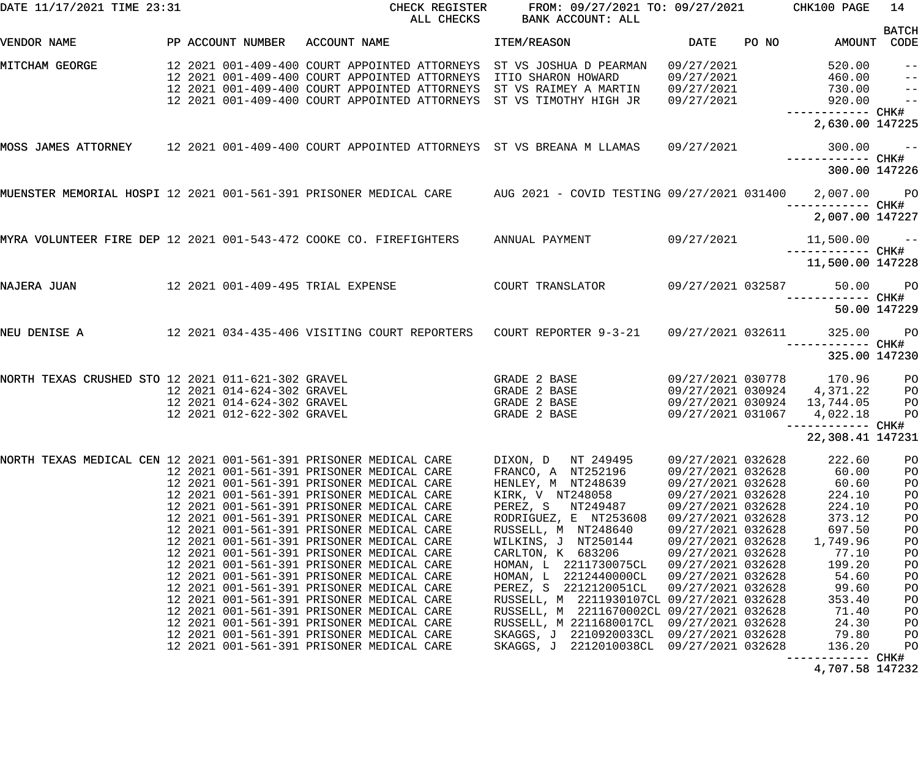DATE 11/17/2021 TIME 23:31 CHECK REGISTER FROM: 09/27/2021 TO: 09/27/2021 CHK100 PAGE 14
ALL CHECKS BANK ACCOUNT: ALL

| VENDOR NAME | PP | ACCOUNT NUMBER | ACCOUNT NAME | ITEM/REASON | DATE | PO NO | AMOUNT | BATCH CODE |
|---|---|---|---|---|---|---|---|---|
| MITCHAM GEORGE | 12 2021 | 001-409-400 | COURT APPOINTED ATTORNEYS | ST VS JOSHUA D PEARMAN | 09/27/2021 | | 520.00 | -- |
| | 12 2021 | 001-409-400 | COURT APPOINTED ATTORNEYS | ITIO SHARON HOWARD | 09/27/2021 | | 460.00 | -- |
| | 12 2021 | 001-409-400 | COURT APPOINTED ATTORNEYS | ST VS RAIMEY A MARTIN | 09/27/2021 | | 730.00 | -- |
| | 12 2021 | 001-409-400 | COURT APPOINTED ATTORNEYS | ST VS TIMOTHY HIGH JR | 09/27/2021 | | 920.00 | -- |
| | | | | | | | 2,630.00 | CHK# 147225 |
| MOSS JAMES ATTORNEY | 12 2021 | 001-409-400 | COURT APPOINTED ATTORNEYS | ST VS BREANA M LLAMAS | 09/27/2021 | | 300.00 | -- |
| | | | | | | | 300.00 | CHK# 147226 |
| MUENSTER MEMORIAL HOSPI | 12 2021 | 001-561-391 | PRISONER MEDICAL CARE | AUG 2021 - COVID TESTING | 09/27/2021 | 031400 | 2,007.00 | PO |
| | | | | | | | 2,007.00 | CHK# 147227 |
| MYRA VOLUNTEER FIRE DEP | 12 2021 | 001-543-472 | COOKE CO. FIREFIGHTERS | ANNUAL PAYMENT | 09/27/2021 | | 11,500.00 | -- |
| | | | | | | | 11,500.00 | CHK# 147228 |
| NAJERA JUAN | 12 2021 | 001-409-495 | TRIAL EXPENSE | COURT TRANSLATOR | 09/27/2021 | 032587 | 50.00 | PO |
| | | | | | | | 50.00 | CHK# 147229 |
| NEU DENISE A | 12 2021 | 034-435-406 | VISITING COURT REPORTERS | COURT REPORTER 9-3-21 | 09/27/2021 | 032611 | 325.00 | PO |
| | | | | | | | 325.00 | CHK# 147230 |
| NORTH TEXAS CRUSHED STO | 12 2021 | 011-621-302 | GRAVEL | GRADE 2 BASE | 09/27/2021 | 030778 | 170.96 | PO |
| | 12 2021 | 014-624-302 | GRAVEL | GRADE 2 BASE | 09/27/2021 | 030924 | 4,371.22 | PO |
| | 12 2021 | 014-624-302 | GRAVEL | GRADE 2 BASE | 09/27/2021 | 030924 | 13,744.05 | PO |
| | 12 2021 | 012-622-302 | GRAVEL | GRADE 2 BASE | 09/27/2021 | 031067 | 4,022.18 | PO |
| | | | | | | | 22,308.41 | CHK# 147231 |
| NORTH TEXAS MEDICAL CEN | 12 2021 | 001-561-391 | PRISONER MEDICAL CARE | DIXON, D NT 249495 | 09/27/2021 | 032628 | 222.60 | PO |
| | 12 2021 | 001-561-391 | PRISONER MEDICAL CARE | FRANCO, A NT252196 | 09/27/2021 | 032628 | 60.00 | PO |
| | 12 2021 | 001-561-391 | PRISONER MEDICAL CARE | HENLEY, M NT248639 | 09/27/2021 | 032628 | 60.60 | PO |
| | 12 2021 | 001-561-391 | PRISONER MEDICAL CARE | KIRK, V NT248058 | 09/27/2021 | 032628 | 224.10 | PO |
| | 12 2021 | 001-561-391 | PRISONER MEDICAL CARE | PEREZ, S NT249487 | 09/27/2021 | 032628 | 224.10 | PO |
| | 12 2021 | 001-561-391 | PRISONER MEDICAL CARE | RODRIGUEZ, E NT253608 | 09/27/2021 | 032628 | 373.12 | PO |
| | 12 2021 | 001-561-391 | PRISONER MEDICAL CARE | RUSSELL, M NT248640 | 09/27/2021 | 032628 | 697.50 | PO |
| | 12 2021 | 001-561-391 | PRISONER MEDICAL CARE | WILKINS, J NT250144 | 09/27/2021 | 032628 | 1,749.96 | PO |
| | 12 2021 | 001-561-391 | PRISONER MEDICAL CARE | CARLTON, K 683206 | 09/27/2021 | 032628 | 77.10 | PO |
| | 12 2021 | 001-561-391 | PRISONER MEDICAL CARE | HOMAN, L 2211730075CL | 09/27/2021 | 032628 | 199.20 | PO |
| | 12 2021 | 001-561-391 | PRISONER MEDICAL CARE | HOMAN, L 2212440000CL | 09/27/2021 | 032628 | 54.60 | PO |
| | 12 2021 | 001-561-391 | PRISONER MEDICAL CARE | PEREZ, S 2212120051CL | 09/27/2021 | 032628 | 99.60 | PO |
| | 12 2021 | 001-561-391 | PRISONER MEDICAL CARE | RUSSELL, M 2211930107CL | 09/27/2021 | 032628 | 353.40 | PO |
| | 12 2021 | 001-561-391 | PRISONER MEDICAL CARE | RUSSELL, M 2211670002CL | 09/27/2021 | 032628 | 71.40 | PO |
| | 12 2021 | 001-561-391 | PRISONER MEDICAL CARE | RUSSELL, M 2211680017CL | 09/27/2021 | 032628 | 24.30 | PO |
| | 12 2021 | 001-561-391 | PRISONER MEDICAL CARE | SKAGGS, J 2210920033CL | 09/27/2021 | 032628 | 79.80 | PO |
| | 12 2021 | 001-561-391 | PRISONER MEDICAL CARE | SKAGGS, J 2212010038CL | 09/27/2021 | 032628 | 136.20 | PO |
| | | | | | | | 4,707.58 | CHK# 147232 |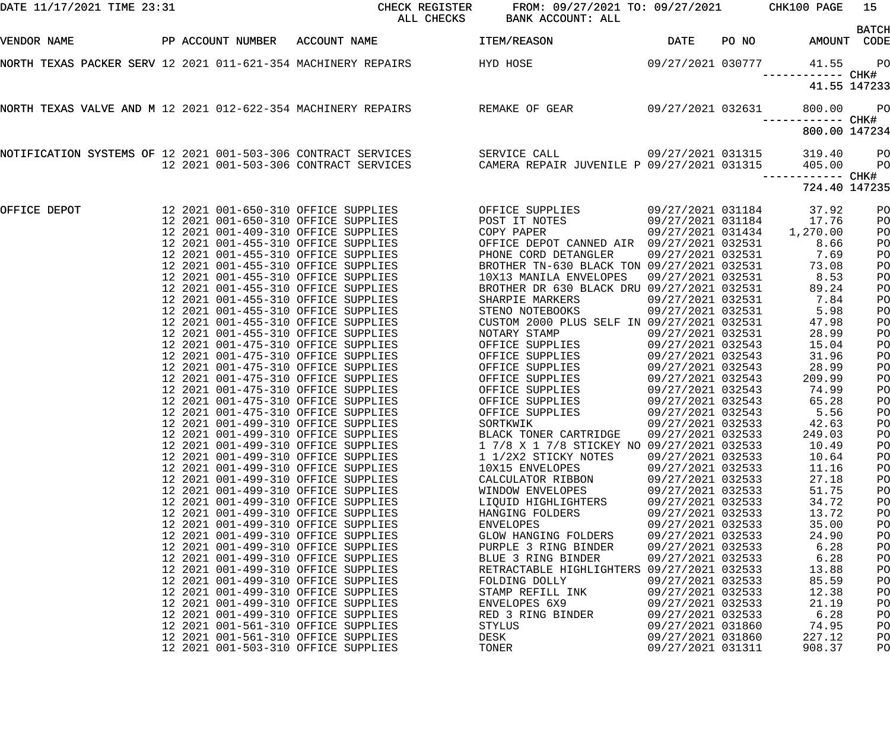DATE 11/17/2021 TIME 23:31 CHECK REGISTER FROM: 09/27/2021 TO: 09/27/2021 CHK100

ALL CHECKS BANK ACCOUNT: ALL

| VENDOR NAME | PP | ACCOUNT NUMBER | ACCOUNT NAME | ITEM/REASON | DATE | PO NO | AMOUNT | BATCH CODE |
|---|---|---|---|---|---|---|---|---|
| NORTH TEXAS PACKER SERV | 12 2021 | 011-621-354 | MACHINERY REPAIRS | HYD HOSE | 09/27/2021 | 030777 | 41.55 | PO |
| | | | | | | | ------------ | CHK# |
| | | | | | | | 41.55 | 147233 |
| NORTH TEXAS VALVE AND M | 12 2021 | 012-622-354 | MACHINERY REPAIRS | REMAKE OF GEAR | 09/27/2021 | 032631 | 800.00 | PO |
| | | | | | | | ------------ | CHK# |
| | | | | | | | 800.00 | 147234 |
| NOTIFICATION SYSTEMS OF | 12 2021 | 001-503-306 | CONTRACT SERVICES | SERVICE CALL | 09/27/2021 | 031315 | 319.40 | PO |
| | 12 2021 | 001-503-306 | CONTRACT SERVICES | CAMERA REPAIR JUVENILE P | 09/27/2021 | 031315 | 405.00 | PO |
| | | | | | | | ------------ | CHK# |
| | | | | | | | 724.40 | 147235 |
| OFFICE DEPOT | 12 2021 | 001-650-310 | OFFICE SUPPLIES | OFFICE SUPPLIES | 09/27/2021 | 031184 | 37.92 | PO |
| | 12 2021 | 001-650-310 | OFFICE SUPPLIES | POST IT NOTES | 09/27/2021 | 031184 | 17.76 | PO |
| | 12 2021 | 001-409-310 | OFFICE SUPPLIES | COPY PAPER | 09/27/2021 | 031434 | 1,270.00 | PO |
| | 12 2021 | 001-455-310 | OFFICE SUPPLIES | OFFICE DEPOT CANNED AIR | 09/27/2021 | 032531 | 8.66 | PO |
| | 12 2021 | 001-455-310 | OFFICE SUPPLIES | PHONE CORD DETANGLER | 09/27/2021 | 032531 | 7.69 | PO |
| | 12 2021 | 001-455-310 | OFFICE SUPPLIES | BROTHER TN-630 BLACK TON | 09/27/2021 | 032531 | 73.08 | PO |
| | 12 2021 | 001-455-310 | OFFICE SUPPLIES | 10X13 MANILA ENVELOPES | 09/27/2021 | 032531 | 8.53 | PO |
| | 12 2021 | 001-455-310 | OFFICE SUPPLIES | BROTHER DR 630 BLACK DRU | 09/27/2021 | 032531 | 89.24 | PO |
| | 12 2021 | 001-455-310 | OFFICE SUPPLIES | SHARPIE MARKERS | 09/27/2021 | 032531 | 7.84 | PO |
| | 12 2021 | 001-455-310 | OFFICE SUPPLIES | STENO NOTEBOOKS | 09/27/2021 | 032531 | 5.98 | PO |
| | 12 2021 | 001-455-310 | OFFICE SUPPLIES | CUSTOM 2000 PLUS SELF IN | 09/27/2021 | 032531 | 47.98 | PO |
| | 12 2021 | 001-455-310 | OFFICE SUPPLIES | NOTARY STAMP | 09/27/2021 | 032531 | 28.99 | PO |
| | 12 2021 | 001-475-310 | OFFICE SUPPLIES | OFFICE SUPPLIES | 09/27/2021 | 032543 | 15.04 | PO |
| | 12 2021 | 001-475-310 | OFFICE SUPPLIES | OFFICE SUPPLIES | 09/27/2021 | 032543 | 31.96 | PO |
| | 12 2021 | 001-475-310 | OFFICE SUPPLIES | OFFICE SUPPLIES | 09/27/2021 | 032543 | 28.99 | PO |
| | 12 2021 | 001-475-310 | OFFICE SUPPLIES | OFFICE SUPPLIES | 09/27/2021 | 032543 | 209.99 | PO |
| | 12 2021 | 001-475-310 | OFFICE SUPPLIES | OFFICE SUPPLIES | 09/27/2021 | 032543 | 74.99 | PO |
| | 12 2021 | 001-475-310 | OFFICE SUPPLIES | OFFICE SUPPLIES | 09/27/2021 | 032543 | 65.28 | PO |
| | 12 2021 | 001-475-310 | OFFICE SUPPLIES | OFFICE SUPPLIES | 09/27/2021 | 032543 | 5.56 | PO |
| | 12 2021 | 001-499-310 | OFFICE SUPPLIES | SORTKWIK | 09/27/2021 | 032533 | 42.63 | PO |
| | 12 2021 | 001-499-310 | OFFICE SUPPLIES | BLACK TONER CARTRIDGE | 09/27/2021 | 032533 | 249.03 | PO |
| | 12 2021 | 001-499-310 | OFFICE SUPPLIES | 1 7/8 X 1 7/8 STICKEY NO | 09/27/2021 | 032533 | 10.49 | PO |
| | 12 2021 | 001-499-310 | OFFICE SUPPLIES | 1 1/2X2 STICKY NOTES | 09/27/2021 | 032533 | 10.64 | PO |
| | 12 2021 | 001-499-310 | OFFICE SUPPLIES | 10X15 ENVELOPES | 09/27/2021 | 032533 | 11.16 | PO |
| | 12 2021 | 001-499-310 | OFFICE SUPPLIES | CALCULATOR RIBBON | 09/27/2021 | 032533 | 27.18 | PO |
| | 12 2021 | 001-499-310 | OFFICE SUPPLIES | WINDOW ENVELOPES | 09/27/2021 | 032533 | 51.75 | PO |
| | 12 2021 | 001-499-310 | OFFICE SUPPLIES | LIQUID HIGHLIGHTERS | 09/27/2021 | 032533 | 34.72 | PO |
| | 12 2021 | 001-499-310 | OFFICE SUPPLIES | HANGING FOLDERS | 09/27/2021 | 032533 | 13.72 | PO |
| | 12 2021 | 001-499-310 | OFFICE SUPPLIES | ENVELOPES | 09/27/2021 | 032533 | 35.00 | PO |
| | 12 2021 | 001-499-310 | OFFICE SUPPLIES | GLOW HANGING FOLDERS | 09/27/2021 | 032533 | 24.90 | PO |
| | 12 2021 | 001-499-310 | OFFICE SUPPLIES | PURPLE 3 RING BINDER | 09/27/2021 | 032533 | 6.28 | PO |
| | 12 2021 | 001-499-310 | OFFICE SUPPLIES | BLUE 3 RING BINDER | 09/27/2021 | 032533 | 6.28 | PO |
| | 12 2021 | 001-499-310 | OFFICE SUPPLIES | RETRACTABLE HIGHLIGHTERS | 09/27/2021 | 032533 | 13.88 | PO |
| | 12 2021 | 001-499-310 | OFFICE SUPPLIES | FOLDING DOLLY | 09/27/2021 | 032533 | 85.59 | PO |
| | 12 2021 | 001-499-310 | OFFICE SUPPLIES | STAMP REFILL INK | 09/27/2021 | 032533 | 12.38 | PO |
| | 12 2021 | 001-499-310 | OFFICE SUPPLIES | ENVELOPES 6X9 | 09/27/2021 | 032533 | 21.19 | PO |
| | 12 2021 | 001-499-310 | OFFICE SUPPLIES | RED 3 RING BINDER | 09/27/2021 | 032533 | 6.28 | PO |
| | 12 2021 | 001-561-310 | OFFICE SUPPLIES | STYLUS | 09/27/2021 | 031860 | 74.95 | PO |
| | 12 2021 | 001-561-310 | OFFICE SUPPLIES | DESK | 09/27/2021 | 031860 | 227.12 | PO |
| | 12 2021 | 001-503-310 | OFFICE SUPPLIES | TONER | 09/27/2021 | 031311 | 908.37 | PO |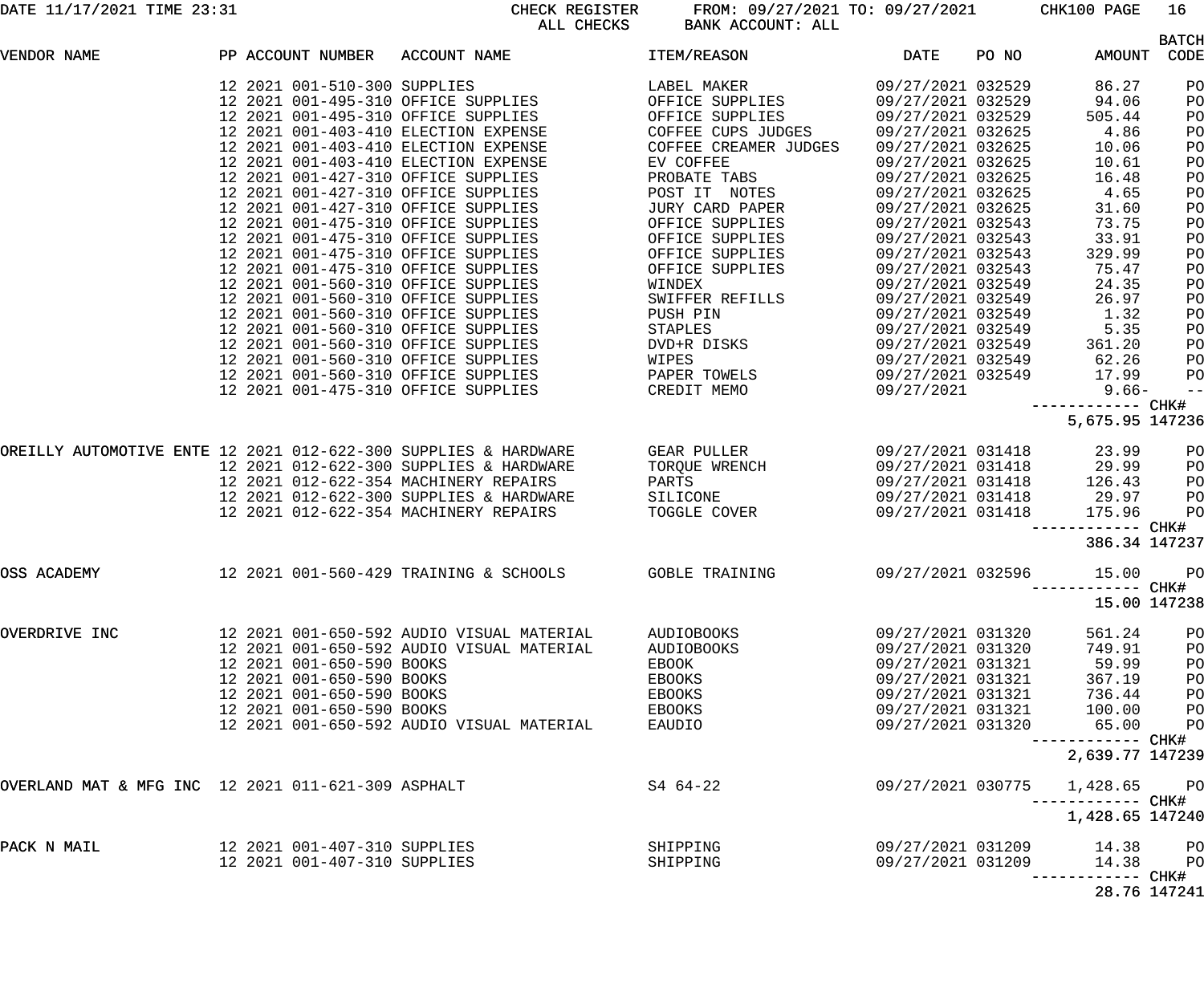CHECK REGISTER — ALL CHECKS — FROM: 09/27/2021 TO: 09/27/2021 — BANK ACCOUNT: ALL

DATE 11/17/2021 TIME 23:31 — CHK100

| VENDOR NAME | PP | ACCOUNT NUMBER | ACCOUNT NAME | ITEM/REASON | DATE | PO NO | AMOUNT | BATCH CODE |
|---|---|---|---|---|---|---|---|---|
| | 12 2021 | 001-510-300 | SUPPLIES | LABEL MAKER | 09/27/2021 | 032529 | 86.27 | PO |
| | 12 2021 | 001-495-310 | OFFICE SUPPLIES | OFFICE SUPPLIES | 09/27/2021 | 032529 | 94.06 | PO |
| | 12 2021 | 001-495-310 | OFFICE SUPPLIES | OFFICE SUPPLIES | 09/27/2021 | 032529 | 505.44 | PO |
| | 12 2021 | 001-403-410 | ELECTION EXPENSE | COFFEE CUPS JUDGES | 09/27/2021 | 032625 | 4.86 | PO |
| | 12 2021 | 001-403-410 | ELECTION EXPENSE | COFFEE CREAMER JUDGES | 09/27/2021 | 032625 | 10.06 | PO |
| | 12 2021 | 001-403-410 | ELECTION EXPENSE | EV COFFEE | 09/27/2021 | 032625 | 10.61 | PO |
| | 12 2021 | 001-427-310 | OFFICE SUPPLIES | PROBATE TABS | 09/27/2021 | 032625 | 16.48 | PO |
| | 12 2021 | 001-427-310 | OFFICE SUPPLIES | POST IT NOTES | 09/27/2021 | 032625 | 4.65 | PO |
| | 12 2021 | 001-427-310 | OFFICE SUPPLIES | JURY CARD PAPER | 09/27/2021 | 032625 | 31.60 | PO |
| | 12 2021 | 001-475-310 | OFFICE SUPPLIES | OFFICE SUPPLIES | 09/27/2021 | 032543 | 73.75 | PO |
| | 12 2021 | 001-475-310 | OFFICE SUPPLIES | OFFICE SUPPLIES | 09/27/2021 | 032543 | 33.91 | PO |
| | 12 2021 | 001-475-310 | OFFICE SUPPLIES | OFFICE SUPPLIES | 09/27/2021 | 032543 | 329.99 | PO |
| | 12 2021 | 001-475-310 | OFFICE SUPPLIES | OFFICE SUPPLIES | 09/27/2021 | 032543 | 75.47 | PO |
| | 12 2021 | 001-560-310 | OFFICE SUPPLIES | WINDEX | 09/27/2021 | 032549 | 24.35 | PO |
| | 12 2021 | 001-560-310 | OFFICE SUPPLIES | SWIFFER REFILLS | 09/27/2021 | 032549 | 26.97 | PO |
| | 12 2021 | 001-560-310 | OFFICE SUPPLIES | PUSH PIN | 09/27/2021 | 032549 | 1.32 | PO |
| | 12 2021 | 001-560-310 | OFFICE SUPPLIES | STAPLES | 09/27/2021 | 032549 | 5.35 | PO |
| | 12 2021 | 001-560-310 | OFFICE SUPPLIES | DVD+R DISKS | 09/27/2021 | 032549 | 361.20 | PO |
| | 12 2021 | 001-560-310 | OFFICE SUPPLIES | WIPES | 09/27/2021 | 032549 | 62.26 | PO |
| | 12 2021 | 001-560-310 | OFFICE SUPPLIES | PAPER TOWELS | 09/27/2021 | 032549 | 17.99 | PO |
| | 12 2021 | 001-475-310 | OFFICE SUPPLIES | CREDIT MEMO | 09/27/2021 | | 9.66- | -- |
| | | | | | | | 5,675.95 | CHK# 147236 |
| OREILLY AUTOMOTIVE ENTE | 12 2021 | 012-622-300 | SUPPLIES & HARDWARE | GEAR PULLER | 09/27/2021 | 031418 | 23.99 | PO |
| | 12 2021 | 012-622-300 | SUPPLIES & HARDWARE | TORQUE WRENCH | 09/27/2021 | 031418 | 29.99 | PO |
| | 12 2021 | 012-622-354 | MACHINERY REPAIRS | PARTS | 09/27/2021 | 031418 | 126.43 | PO |
| | 12 2021 | 012-622-300 | SUPPLIES & HARDWARE | SILICONE | 09/27/2021 | 031418 | 29.97 | PO |
| | 12 2021 | 012-622-354 | MACHINERY REPAIRS | TOGGLE COVER | 09/27/2021 | 031418 | 175.96 | PO |
| | | | | | | | 386.34 | CHK# 147237 |
| OSS ACADEMY | 12 2021 | 001-560-429 | TRAINING & SCHOOLS | GOBLE TRAINING | 09/27/2021 | 032596 | 15.00 | PO |
| | | | | | | | 15.00 | CHK# 147238 |
| OVERDRIVE INC | 12 2021 | 001-650-592 | AUDIO VISUAL MATERIAL | AUDIOBOOKS | 09/27/2021 | 031320 | 561.24 | PO |
| | 12 2021 | 001-650-592 | AUDIO VISUAL MATERIAL | AUDIOBOOKS | 09/27/2021 | 031320 | 749.91 | PO |
| | 12 2021 | 001-650-590 | BOOKS | EBOOK | 09/27/2021 | 031321 | 59.99 | PO |
| | 12 2021 | 001-650-590 | BOOKS | EBOOKS | 09/27/2021 | 031321 | 367.19 | PO |
| | 12 2021 | 001-650-590 | BOOKS | EBOOKS | 09/27/2021 | 031321 | 736.44 | PO |
| | 12 2021 | 001-650-590 | BOOKS | EBOOKS | 09/27/2021 | 031321 | 100.00 | PO |
| | 12 2021 | 001-650-592 | AUDIO VISUAL MATERIAL | EAUDIO | 09/27/2021 | 031320 | 65.00 | PO |
| | | | | | | | 2,639.77 | CHK# 147239 |
| OVERLAND MAT & MFG INC | 12 2021 | 011-621-309 | ASPHALT | S4 64-22 | 09/27/2021 | 030775 | 1,428.65 | PO |
| | | | | | | | 1,428.65 | CHK# 147240 |
| PACK N MAIL | 12 2021 | 001-407-310 | SUPPLIES | SHIPPING | 09/27/2021 | 031209 | 14.38 | PO |
| | 12 2021 | 001-407-310 | SUPPLIES | SHIPPING | 09/27/2021 | 031209 | 14.38 | PO |
| | | | | | | | 28.76 | CHK# 147241 |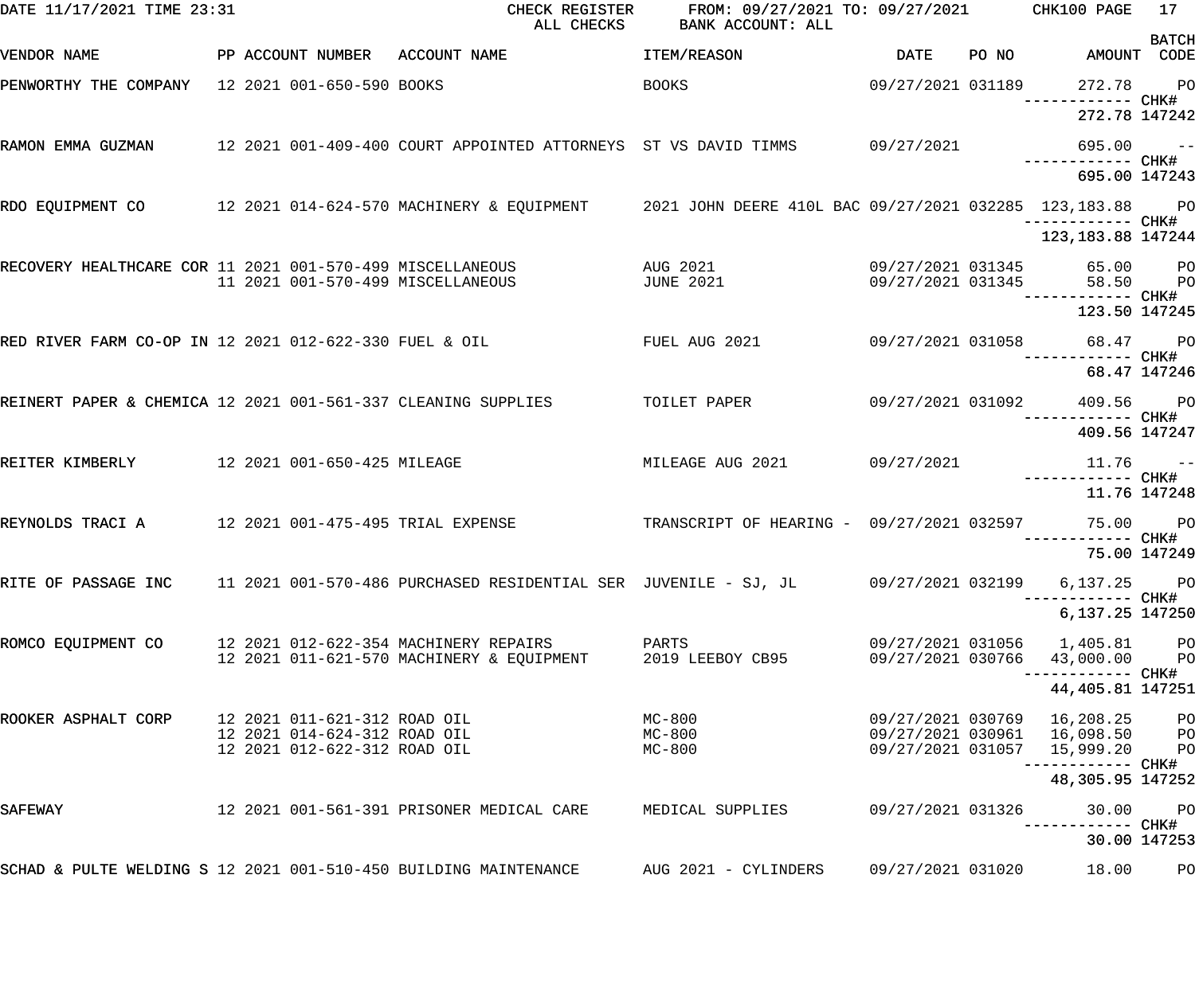CHECK REGISTER — ALL CHECKS — FROM: 09/27/2021 TO: 09/27/2021 — BANK ACCOUNT: ALL

DATE 11/17/2021 TIME 23:31 — CHK100

| VENDOR NAME | PP | ACCOUNT NUMBER | ACCOUNT NAME | ITEM/REASON | DATE | PO NO | AMOUNT | BATCH CODE |
|---|---|---|---|---|---|---|---|---|
| PENWORTHY THE COMPANY | 12 | 2021 001-650-590 | BOOKS | BOOKS | 09/27/2021 | 031189 | 272.78 | PO |
| | | | | | | | ------------ | CHK# |
| | | | | | | | 272.78 | 147242 |
| RAMON EMMA GUZMAN | 12 | 2021 001-409-400 | COURT APPOINTED ATTORNEYS | ST VS DAVID TIMMS | 09/27/2021 | | 695.00 | -- |
| | | | | | | | ------------ | CHK# |
| | | | | | | | 695.00 | 147243 |
| RDO EQUIPMENT CO | 12 | 2021 014-624-570 | MACHINERY & EQUIPMENT | 2021 JOHN DEERE 410L BAC | 09/27/2021 | 032285 | 123,183.88 | PO |
| | | | | | | | ------------ | CHK# |
| | | | | | | | 123,183.88 | 147244 |
| RECOVERY HEALTHCARE COR | 11 | 2021 001-570-499 | MISCELLANEOUS | AUG 2021 | 09/27/2021 | 031345 | 65.00 | PO |
| | 11 | 2021 001-570-499 | MISCELLANEOUS | JUNE 2021 | 09/27/2021 | 031345 | 58.50 | PO |
| | | | | | | | ------------ | CHK# |
| | | | | | | | 123.50 | 147245 |
| RED RIVER FARM CO-OP IN | 12 | 2021 012-622-330 | FUEL & OIL | FUEL AUG 2021 | 09/27/2021 | 031058 | 68.47 | PO |
| | | | | | | | ------------ | CHK# |
| | | | | | | | 68.47 | 147246 |
| REINERT PAPER & CHEMICA | 12 | 2021 001-561-337 | CLEANING SUPPLIES | TOILET PAPER | 09/27/2021 | 031092 | 409.56 | PO |
| | | | | | | | ------------ | CHK# |
| | | | | | | | 409.56 | 147247 |
| REITER KIMBERLY | 12 | 2021 001-650-425 | MILEAGE | MILEAGE AUG 2021 | 09/27/2021 | | 11.76 | -- |
| | | | | | | | ------------ | CHK# |
| | | | | | | | 11.76 | 147248 |
| REYNOLDS TRACI A | 12 | 2021 001-475-495 | TRIAL EXPENSE | TRANSCRIPT OF HEARING - | 09/27/2021 | 032597 | 75.00 | PO |
| | | | | | | | ------------ | CHK# |
| | | | | | | | 75.00 | 147249 |
| RITE OF PASSAGE INC | 11 | 2021 001-570-486 | PURCHASED RESIDENTIAL SER | JUVENILE - SJ, JL | 09/27/2021 | 032199 | 6,137.25 | PO |
| | | | | | | | ------------ | CHK# |
| | | | | | | | 6,137.25 | 147250 |
| ROMCO EQUIPMENT CO | 12 | 2021 012-622-354 | MACHINERY REPAIRS | PARTS | 09/27/2021 | 031056 | 1,405.81 | PO |
| | 12 | 2021 011-621-570 | MACHINERY & EQUIPMENT | 2019 LEEBOY CB95 | 09/27/2021 | 030766 | 43,000.00 | PO |
| | | | | | | | ------------ | CHK# |
| | | | | | | | 44,405.81 | 147251 |
| ROOKER ASPHALT CORP | 12 | 2021 011-621-312 | ROAD OIL | MC-800 | 09/27/2021 | 030769 | 16,208.25 | PO |
| | 12 | 2021 014-624-312 | ROAD OIL | MC-800 | 09/27/2021 | 030961 | 16,098.50 | PO |
| | 12 | 2021 012-622-312 | ROAD OIL | MC-800 | 09/27/2021 | 031057 | 15,999.20 | PO |
| | | | | | | | ------------ | CHK# |
| | | | | | | | 48,305.95 | 147252 |
| SAFEWAY | 12 | 2021 001-561-391 | PRISONER MEDICAL CARE | MEDICAL SUPPLIES | 09/27/2021 | 031326 | 30.00 | PO |
| | | | | | | | ------------ | CHK# |
| | | | | | | | 30.00 | 147253 |
| SCHAD & PULTE WELDING S | 12 | 2021 001-510-450 | BUILDING MAINTENANCE | AUG 2021 - CYLINDERS | 09/27/2021 | 031020 | 18.00 | PO |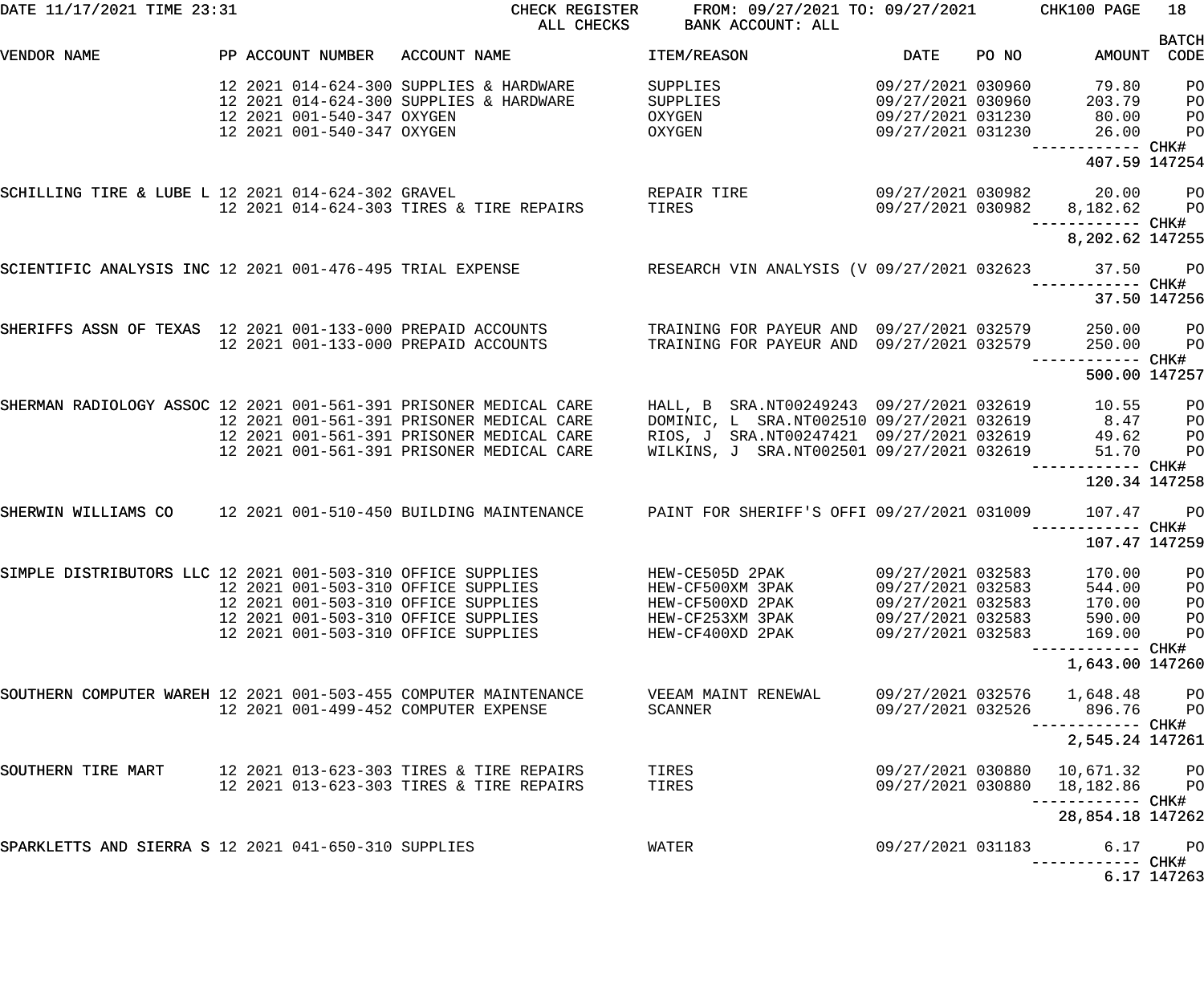DATE 11/17/2021 TIME 23:31 CHECK REGISTER FROM: 09/27/2021 TO: 09/27/2021 CHK100 PAGE 18
ALL CHECKS BANK ACCOUNT: ALL

| VENDOR NAME | PP | ACCOUNT NUMBER | ACCOUNT NAME | ITEM/REASON | DATE | PO NO | AMOUNT | BATCH CODE |
|---|---|---|---|---|---|---|---|---|
| | 12 | 2021 014-624-300 | SUPPLIES & HARDWARE | SUPPLIES | 09/27/2021 | 030960 | 79.80 | PO |
| | 12 | 2021 014-624-300 | SUPPLIES & HARDWARE | SUPPLIES | 09/27/2021 | 030960 | 203.79 | PO |
| | 12 | 2021 001-540-347 | OXYGEN | OXYGEN | 09/27/2021 | 031230 | 80.00 | PO |
| | 12 | 2021 001-540-347 | OXYGEN | OXYGEN | 09/27/2021 | 031230 | 26.00 | PO |
| | | | | | | | 407.59 | CHK# 147254 |
| SCHILLING TIRE & LUBE L | 12 | 2021 014-624-302 | GRAVEL | REPAIR TIRE | 09/27/2021 | 030982 | 20.00 | PO |
| | 12 | 2021 014-624-303 | TIRES & TIRE REPAIRS | TIRES | 09/27/2021 | 030982 | 8,182.62 | PO |
| | | | | | | | 8,202.62 | CHK# 147255 |
| SCIENTIFIC ANALYSIS INC | 12 | 2021 001-476-495 | TRIAL EXPENSE | RESEARCH VIN ANALYSIS (V | 09/27/2021 | 032623 | 37.50 | PO |
| | | | | | | | 37.50 | CHK# 147256 |
| SHERIFFS ASSN OF TEXAS | 12 | 2021 001-133-000 | PREPAID ACCOUNTS | TRAINING FOR PAYEUR AND | 09/27/2021 | 032579 | 250.00 | PO |
| | 12 | 2021 001-133-000 | PREPAID ACCOUNTS | TRAINING FOR PAYEUR AND | 09/27/2021 | 032579 | 250.00 | PO |
| | | | | | | | 500.00 | CHK# 147257 |
| SHERMAN RADIOLOGY ASSOC | 12 | 2021 001-561-391 | PRISONER MEDICAL CARE | HALL, B SRA.NT00249243 | 09/27/2021 | 032619 | 10.55 | PO |
| | 12 | 2021 001-561-391 | PRISONER MEDICAL CARE | DOMINIC, L SRA.NT002510 | 09/27/2021 | 032619 | 8.47 | PO |
| | 12 | 2021 001-561-391 | PRISONER MEDICAL CARE | RIOS, J SRA.NT00247421 | 09/27/2021 | 032619 | 49.62 | PO |
| | 12 | 2021 001-561-391 | PRISONER MEDICAL CARE | WILKINS, J SRA.NT002501 | 09/27/2021 | 032619 | 51.70 | PO |
| | | | | | | | 120.34 | CHK# 147258 |
| SHERWIN WILLIAMS CO | 12 | 2021 001-510-450 | BUILDING MAINTENANCE | PAINT FOR SHERIFF'S OFFI | 09/27/2021 | 031009 | 107.47 | PO |
| | | | | | | | 107.47 | CHK# 147259 |
| SIMPLE DISTRIBUTORS LLC | 12 | 2021 001-503-310 | OFFICE SUPPLIES | HEW-CE505D 2PAK | 09/27/2021 | 032583 | 170.00 | PO |
| | 12 | 2021 001-503-310 | OFFICE SUPPLIES | HEW-CF500XM 3PAK | 09/27/2021 | 032583 | 544.00 | PO |
| | 12 | 2021 001-503-310 | OFFICE SUPPLIES | HEW-CF500XD 2PAK | 09/27/2021 | 032583 | 170.00 | PO |
| | 12 | 2021 001-503-310 | OFFICE SUPPLIES | HEW-CF253XM 3PAK | 09/27/2021 | 032583 | 590.00 | PO |
| | 12 | 2021 001-503-310 | OFFICE SUPPLIES | HEW-CF400XD 2PAK | 09/27/2021 | 032583 | 169.00 | PO |
| | | | | | | | 1,643.00 | CHK# 147260 |
| SOUTHERN COMPUTER WAREH | 12 | 2021 001-503-455 | COMPUTER MAINTENANCE | VEEAM MAINT RENEWAL | 09/27/2021 | 032576 | 1,648.48 | PO |
| | 12 | 2021 001-499-452 | COMPUTER EXPENSE | SCANNER | 09/27/2021 | 032526 | 896.76 | PO |
| | | | | | | | 2,545.24 | CHK# 147261 |
| SOUTHERN TIRE MART | 12 | 2021 013-623-303 | TIRES & TIRE REPAIRS | TIRES | 09/27/2021 | 030880 | 10,671.32 | PO |
| | 12 | 2021 013-623-303 | TIRES & TIRE REPAIRS | TIRES | 09/27/2021 | 030880 | 18,182.86 | PO |
| | | | | | | | 28,854.18 | CHK# 147262 |
| SPARKLETTS AND SIERRA S | 12 | 2021 041-650-310 | SUPPLIES | WATER | 09/27/2021 | 031183 | 6.17 | PO |
| | | | | | | | 6.17 | CHK# 147263 |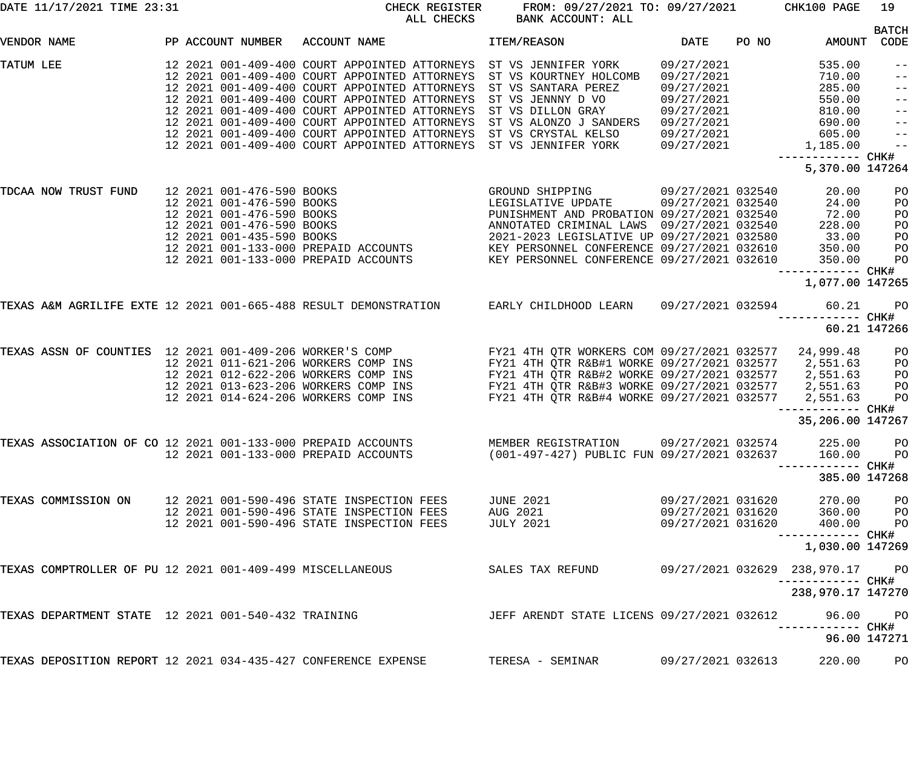DATE 11/17/2021 TIME 23:31 CHECK REGISTER ALL CHECKS FROM: 09/27/2021 TO: 09/27/2021 BANK ACCOUNT: ALL CHK100

| VENDOR NAME | PP | ACCOUNT NUMBER | ACCOUNT NAME | ITEM/REASON | DATE | PO NO | AMOUNT | BATCH CODE |
|---|---|---|---|---|---|---|---|---|
| TATUM LEE | 12 2021 | 001-409-400 | COURT APPOINTED ATTORNEYS | ST VS JENNIFER YORK | 09/27/2021 | | 535.00 | -- |
| | 12 2021 | 001-409-400 | COURT APPOINTED ATTORNEYS | ST VS KOURTNEY HOLCOMB | 09/27/2021 | | 710.00 | -- |
| | 12 2021 | 001-409-400 | COURT APPOINTED ATTORNEYS | ST VS SANTARA PEREZ | 09/27/2021 | | 285.00 | -- |
| | 12 2021 | 001-409-400 | COURT APPOINTED ATTORNEYS | ST VS JENNNY D VO | 09/27/2021 | | 550.00 | -- |
| | 12 2021 | 001-409-400 | COURT APPOINTED ATTORNEYS | ST VS DILLON GRAY | 09/27/2021 | | 810.00 | -- |
| | 12 2021 | 001-409-400 | COURT APPOINTED ATTORNEYS | ST VS ALONZO J SANDERS | 09/27/2021 | | 690.00 | -- |
| | 12 2021 | 001-409-400 | COURT APPOINTED ATTORNEYS | ST VS CRYSTAL KELSO | 09/27/2021 | | 605.00 | -- |
| | 12 2021 | 001-409-400 | COURT APPOINTED ATTORNEYS | ST VS JENNIFER YORK | 09/27/2021 | | 1,185.00 | -- |
| | | | | | | | 5,370.00 | CHK# 147264 |
| TDCAA NOW TRUST FUND | 12 2021 | 001-476-590 | BOOKS | GROUND SHIPPING | 09/27/2021 | 032540 | 20.00 | PO |
| | 12 2021 | 001-476-590 | BOOKS | LEGISLATIVE UPDATE | 09/27/2021 | 032540 | 24.00 | PO |
| | 12 2021 | 001-476-590 | BOOKS | PUNISHMENT AND PROBATION | 09/27/2021 | 032540 | 72.00 | PO |
| | 12 2021 | 001-476-590 | BOOKS | ANNOTATED CRIMINAL LAWS | 09/27/2021 | 032540 | 228.00 | PO |
| | 12 2021 | 001-435-590 | BOOKS | 2021-2023 LEGISLATIVE UP | 09/27/2021 | 032580 | 33.00 | PO |
| | 12 2021 | 001-133-000 | PREPAID ACCOUNTS | KEY PERSONNEL CONFERENCE | 09/27/2021 | 032610 | 350.00 | PO |
| | 12 2021 | 001-133-000 | PREPAID ACCOUNTS | KEY PERSONNEL CONFERENCE | 09/27/2021 | 032610 | 350.00 | PO |
| | | | | | | | 1,077.00 | CHK# 147265 |
| TEXAS A&M AGRILIFE EXTE | 12 2021 | 001-665-488 | RESULT DEMONSTRATION | EARLY CHILDHOOD LEARN | 09/27/2021 | 032594 | 60.21 | PO |
| | | | | | | | 60.21 | CHK# 147266 |
| TEXAS ASSN OF COUNTIES | 12 2021 | 001-409-206 | WORKER'S COMP | FY21 4TH QTR WORKERS COM | 09/27/2021 | 032577 | 24,999.48 | PO |
| | 12 2021 | 011-621-206 | WORKERS COMP INS | FY21 4TH QTR R&B#1 WORKE | 09/27/2021 | 032577 | 2,551.63 | PO |
| | 12 2021 | 012-622-206 | WORKERS COMP INS | FY21 4TH QTR R&B#2 WORKE | 09/27/2021 | 032577 | 2,551.63 | PO |
| | 12 2021 | 013-623-206 | WORKERS COMP INS | FY21 4TH QTR R&B#3 WORKE | 09/27/2021 | 032577 | 2,551.63 | PO |
| | 12 2021 | 014-624-206 | WORKERS COMP INS | FY21 4TH QTR R&B#4 WORKE | 09/27/2021 | 032577 | 2,551.63 | PO |
| | | | | | | | 35,206.00 | CHK# 147267 |
| TEXAS ASSOCIATION OF CO | 12 2021 | 001-133-000 | PREPAID ACCOUNTS | MEMBER REGISTRATION | 09/27/2021 | 032574 | 225.00 | PO |
| | 12 2021 | 001-133-000 | PREPAID ACCOUNTS | (001-497-427) PUBLIC FUN | 09/27/2021 | 032637 | 160.00 | PO |
| | | | | | | | 385.00 | CHK# 147268 |
| TEXAS COMMISSION ON | 12 2021 | 001-590-496 | STATE INSPECTION FEES | JUNE 2021 | 09/27/2021 | 031620 | 270.00 | PO |
| | 12 2021 | 001-590-496 | STATE INSPECTION FEES | AUG 2021 | 09/27/2021 | 031620 | 360.00 | PO |
| | 12 2021 | 001-590-496 | STATE INSPECTION FEES | JULY 2021 | 09/27/2021 | 031620 | 400.00 | PO |
| | | | | | | | 1,030.00 | CHK# 147269 |
| TEXAS COMPTROLLER OF PU | 12 2021 | 001-409-499 | MISCELLANEOUS | SALES TAX REFUND | 09/27/2021 | 032629 | 238,970.17 | PO |
| | | | | | | | 238,970.17 | CHK# 147270 |
| TEXAS DEPARTMENT STATE | 12 2021 | 001-540-432 | TRAINING | JEFF ARENDT STATE LICENS | 09/27/2021 | 032612 | 96.00 | PO |
| | | | | | | | 96.00 | CHK# 147271 |
| TEXAS DEPOSITION REPORT | 12 2021 | 034-435-427 | CONFERENCE EXPENSE | TERESA - SEMINAR | 09/27/2021 | 032613 | 220.00 | PO |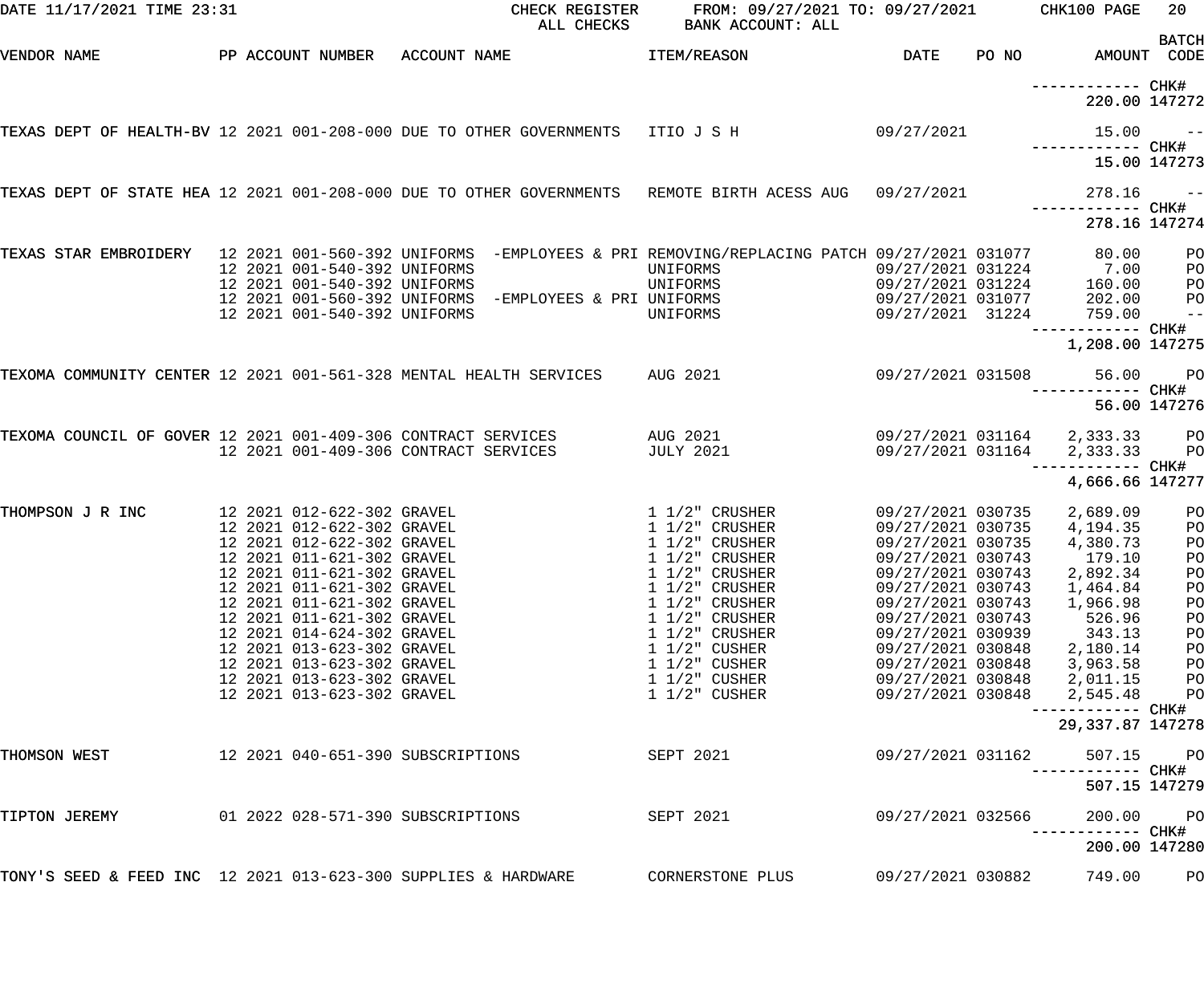DATE 11/17/2021 TIME 23:31 CHECK REGISTER FROM: 09/27/2021 TO: 09/27/2021 CHK100 PAGE 20
ALL CHECKS BANK ACCOUNT: ALL

| VENDOR NAME | PP | ACCOUNT NUMBER | ACCOUNT NAME | ITEM/REASON | DATE | PO NO | AMOUNT | BATCH CODE |
|---|---|---|---|---|---|---|---|---|
| | | | | | | | ------------ | CHK# |
| | | | | | | | 220.00 | 147272 |
| TEXAS DEPT OF HEALTH-BV | 12 2021 | 001-208-000 | DUE TO OTHER GOVERNMENTS | ITIO J S H | 09/27/2021 | | 15.00 | -- |
| | | | | | | | ------------ | CHK# |
| | | | | | | | 15.00 | 147273 |
| TEXAS DEPT OF STATE HEA | 12 2021 | 001-208-000 | DUE TO OTHER GOVERNMENTS | REMOTE BIRTH ACESS AUG | 09/27/2021 | | 278.16 | -- |
| | | | | | | | ------------ | CHK# |
| | | | | | | | 278.16 | 147274 |
| TEXAS STAR EMBROIDERY | 12 2021 | 001-560-392 | UNIFORMS -EMPLOYEES & PRI | REMOVING/REPLACING PATCH | 09/27/2021 | 031077 | 80.00 | PO |
| | 12 2021 | 001-540-392 | UNIFORMS | UNIFORMS | 09/27/2021 | 031224 | 7.00 | PO |
| | 12 2021 | 001-540-392 | UNIFORMS | UNIFORMS | 09/27/2021 | 031224 | 160.00 | PO |
| | 12 2021 | 001-560-392 | UNIFORMS -EMPLOYEES & PRI | UNIFORMS | 09/27/2021 | 031077 | 202.00 | PO |
| | 12 2021 | 001-540-392 | UNIFORMS | UNIFORMS | 09/27/2021 | 31224 | 759.00 | -- |
| | | | | | | | ------------ | CHK# |
| | | | | | | | 1,208.00 | 147275 |
| TEXOMA COMMUNITY CENTER | 12 2021 | 001-561-328 | MENTAL HEALTH SERVICES | AUG 2021 | 09/27/2021 | 031508 | 56.00 | PO |
| | | | | | | | ------------ | CHK# |
| | | | | | | | 56.00 | 147276 |
| TEXOMA COUNCIL OF GOVER | 12 2021 | 001-409-306 | CONTRACT SERVICES | AUG 2021 | 09/27/2021 | 031164 | 2,333.33 | PO |
| | 12 2021 | 001-409-306 | CONTRACT SERVICES | JULY 2021 | 09/27/2021 | 031164 | 2,333.33 | PO |
| | | | | | | | ------------ | CHK# |
| | | | | | | | 4,666.66 | 147277 |
| THOMPSON J R INC | 12 2021 | 012-622-302 | GRAVEL | 1 1/2" CRUSHER | 09/27/2021 | 030735 | 2,689.09 | PO |
| | 12 2021 | 012-622-302 | GRAVEL | 1 1/2" CRUSHER | 09/27/2021 | 030735 | 4,194.35 | PO |
| | 12 2021 | 012-622-302 | GRAVEL | 1 1/2" CRUSHER | 09/27/2021 | 030735 | 4,380.73 | PO |
| | 12 2021 | 011-621-302 | GRAVEL | 1 1/2" CRUSHER | 09/27/2021 | 030743 | 179.10 | PO |
| | 12 2021 | 011-621-302 | GRAVEL | 1 1/2" CRUSHER | 09/27/2021 | 030743 | 2,892.34 | PO |
| | 12 2021 | 011-621-302 | GRAVEL | 1 1/2" CRUSHER | 09/27/2021 | 030743 | 1,464.84 | PO |
| | 12 2021 | 011-621-302 | GRAVEL | 1 1/2" CRUSHER | 09/27/2021 | 030743 | 1,966.98 | PO |
| | 12 2021 | 011-621-302 | GRAVEL | 1 1/2" CRUSHER | 09/27/2021 | 030743 | 526.96 | PO |
| | 12 2021 | 014-624-302 | GRAVEL | 1 1/2" CRUSHER | 09/27/2021 | 030939 | 343.13 | PO |
| | 12 2021 | 013-623-302 | GRAVEL | 1 1/2" CUSHER | 09/27/2021 | 030848 | 2,180.14 | PO |
| | 12 2021 | 013-623-302 | GRAVEL | 1 1/2" CUSHER | 09/27/2021 | 030848 | 3,963.58 | PO |
| | 12 2021 | 013-623-302 | GRAVEL | 1 1/2" CUSHER | 09/27/2021 | 030848 | 2,011.15 | PO |
| | 12 2021 | 013-623-302 | GRAVEL | 1 1/2" CUSHER | 09/27/2021 | 030848 | 2,545.48 | PO |
| | | | | | | | ------------ | CHK# |
| | | | | | | | 29,337.87 | 147278 |
| THOMSON WEST | 12 2021 | 040-651-390 | SUBSCRIPTIONS | SEPT 2021 | 09/27/2021 | 031162 | 507.15 | PO |
| | | | | | | | ------------ | CHK# |
| | | | | | | | 507.15 | 147279 |
| TIPTON JEREMY | 01 2022 | 028-571-390 | SUBSCRIPTIONS | SEPT 2021 | 09/27/2021 | 032566 | 200.00 | PO |
| | | | | | | | ------------ | CHK# |
| | | | | | | | 200.00 | 147280 |
| TONY'S SEED & FEED INC | 12 2021 | 013-623-300 | SUPPLIES & HARDWARE | CORNERSTONE PLUS | 09/27/2021 | 030882 | 749.00 | PO |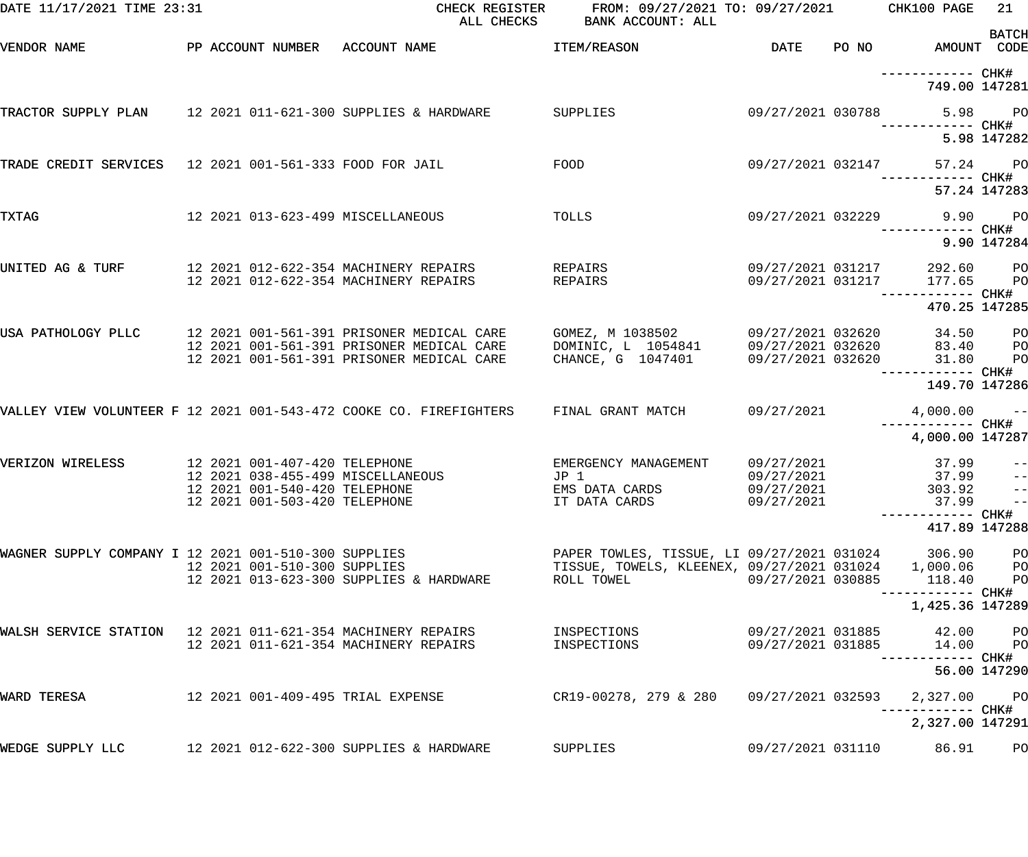DATE 11/17/2021 TIME 23:31 — CHECK REGISTER — ALL CHECKS — FROM: 09/27/2021 TO: 09/27/2021 — BANK ACCOUNT: ALL — CHK100 PAGE 21

| VENDOR NAME | PP | ACCOUNT NUMBER | ACCOUNT NAME | ITEM/REASON | DATE | PO NO | AMOUNT | BATCH CODE |
|---|---|---|---|---|---|---|---|---|
| | | | | | | | ------------ | CHK# |
| | | | | | | | 749.00 | 147281 |
| TRACTOR SUPPLY PLAN | 12 | 2021 011-621-300 | SUPPLIES & HARDWARE | SUPPLIES | 09/27/2021 | 030788 | 5.98 | PO |
| | | | | | | | ------------ | CHK# |
| | | | | | | | 5.98 | 147282 |
| TRADE CREDIT SERVICES | 12 | 2021 001-561-333 | FOOD FOR JAIL | FOOD | 09/27/2021 | 032147 | 57.24 | PO |
| | | | | | | | ------------ | CHK# |
| | | | | | | | 57.24 | 147283 |
| TXTAG | 12 | 2021 013-623-499 | MISCELLANEOUS | TOLLS | 09/27/2021 | 032229 | 9.90 | PO |
| | | | | | | | ------------ | CHK# |
| | | | | | | | 9.90 | 147284 |
| UNITED AG & TURF | 12 | 2021 012-622-354 | MACHINERY REPAIRS | REPAIRS | 09/27/2021 | 031217 | 292.60 | PO |
| | 12 | 2021 012-622-354 | MACHINERY REPAIRS | REPAIRS | 09/27/2021 | 031217 | 177.65 | PO |
| | | | | | | | ------------ | CHK# |
| | | | | | | | 470.25 | 147285 |
| USA PATHOLOGY PLLC | 12 | 2021 001-561-391 | PRISONER MEDICAL CARE | GOMEZ, M 1038502 | 09/27/2021 | 032620 | 34.50 | PO |
| | 12 | 2021 001-561-391 | PRISONER MEDICAL CARE | DOMINIC, L 1054841 | 09/27/2021 | 032620 | 83.40 | PO |
| | 12 | 2021 001-561-391 | PRISONER MEDICAL CARE | CHANCE, G 1047401 | 09/27/2021 | 032620 | 31.80 | PO |
| | | | | | | | ------------ | CHK# |
| | | | | | | | 149.70 | 147286 |
| VALLEY VIEW VOLUNTEER F | 12 | 2021 001-543-472 | COOKE CO. FIREFIGHTERS | FINAL GRANT MATCH | 09/27/2021 | | 4,000.00 | -- |
| | | | | | | | ------------ | CHK# |
| | | | | | | | 4,000.00 | 147287 |
| VERIZON WIRELESS | 12 | 2021 001-407-420 | TELEPHONE | EMERGENCY MANAGEMENT | 09/27/2021 | | 37.99 | -- |
| | 12 | 2021 038-455-499 | MISCELLANEOUS | JP 1 | 09/27/2021 | | 37.99 | -- |
| | 12 | 2021 001-540-420 | TELEPHONE | EMS DATA CARDS | 09/27/2021 | | 303.92 | -- |
| | 12 | 2021 001-503-420 | TELEPHONE | IT DATA CARDS | 09/27/2021 | | 37.99 | -- |
| | | | | | | | ------------ | CHK# |
| | | | | | | | 417.89 | 147288 |
| WAGNER SUPPLY COMPANY I | 12 | 2021 001-510-300 | SUPPLIES | PAPER TOWLES, TISSUE, LI | 09/27/2021 | 031024 | 306.90 | PO |
| | 12 | 2021 001-510-300 | SUPPLIES | TISSUE, TOWELS, KLEENEX, | 09/27/2021 | 031024 | 1,000.06 | PO |
| | 12 | 2021 013-623-300 | SUPPLIES & HARDWARE | ROLL TOWEL | 09/27/2021 | 030885 | 118.40 | PO |
| | | | | | | | ------------ | CHK# |
| | | | | | | | 1,425.36 | 147289 |
| WALSH SERVICE STATION | 12 | 2021 011-621-354 | MACHINERY REPAIRS | INSPECTIONS | 09/27/2021 | 031885 | 42.00 | PO |
| | 12 | 2021 011-621-354 | MACHINERY REPAIRS | INSPECTIONS | 09/27/2021 | 031885 | 14.00 | PO |
| | | | | | | | ------------ | CHK# |
| | | | | | | | 56.00 | 147290 |
| WARD TERESA | 12 | 2021 001-409-495 | TRIAL EXPENSE | CR19-00278, 279 & 280 | 09/27/2021 | 032593 | 2,327.00 | PO |
| | | | | | | | ------------ | CHK# |
| | | | | | | | 2,327.00 | 147291 |
| WEDGE SUPPLY LLC | 12 | 2021 012-622-300 | SUPPLIES & HARDWARE | SUPPLIES | 09/27/2021 | 031110 | 86.91 | PO |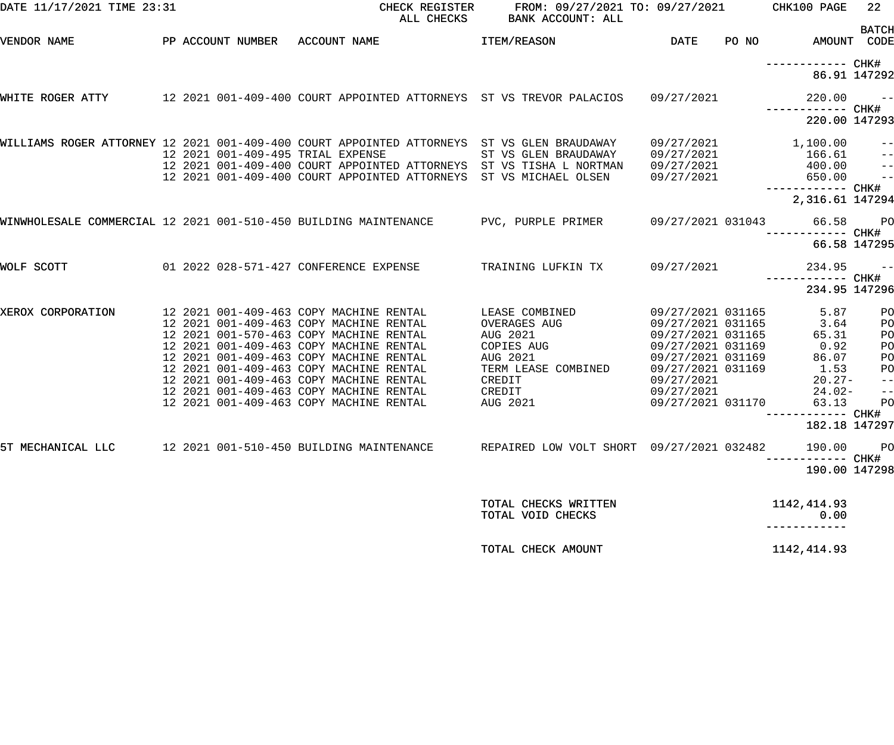DATE 11/17/2021 TIME 23:31 — CHECK REGISTER — ALL CHECKS — FROM: 09/27/2021 TO: 09/27/2021 — BANK ACCOUNT: ALL — CHK100

| VENDOR NAME | PP ACCOUNT NUMBER | ACCOUNT NAME | ITEM/REASON | DATE | PO NO | AMOUNT | BATCH CODE |
|---|---|---|---|---|---|---|---|
| | | | | | | ------------ CHK# | |
| | | | | | | 86.91 | 147292 |
| WHITE ROGER ATTY | 12 2021 001-409-400 | COURT APPOINTED ATTORNEYS | ST VS TREVOR PALACIOS | 09/27/2021 | | 220.00 | -- |
| | | | | | | ------------ CHK# | |
| | | | | | | 220.00 | 147293 |
| WILLIAMS ROGER ATTORNEY | 12 2021 001-409-400 | COURT APPOINTED ATTORNEYS | ST VS GLEN BRAUDAWAY | 09/27/2021 | | 1,100.00 | -- |
| | 12 2021 001-409-495 | TRIAL EXPENSE | ST VS GLEN BRAUDAWAY | 09/27/2021 | | 166.61 | -- |
| | 12 2021 001-409-400 | COURT APPOINTED ATTORNEYS | ST VS TISHA L NORTMAN | 09/27/2021 | | 400.00 | -- |
| | 12 2021 001-409-400 | COURT APPOINTED ATTORNEYS | ST VS MICHAEL OLSEN | 09/27/2021 | | 650.00 | -- |
| | | | | | | ------------ CHK# | |
| | | | | | | 2,316.61 | 147294 |
| WINWHOLESALE COMMERCIAL | 12 2021 001-510-450 | BUILDING MAINTENANCE | PVC, PURPLE PRIMER | 09/27/2021 | 031043 | 66.58 | PO |
| | | | | | | ------------ CHK# | |
| | | | | | | 66.58 | 147295 |
| WOLF SCOTT | 01 2022 028-571-427 | CONFERENCE EXPENSE | TRAINING LUFKIN TX | 09/27/2021 | | 234.95 | -- |
| | | | | | | ------------ CHK# | |
| | | | | | | 234.95 | 147296 |
| XEROX CORPORATION | 12 2021 001-409-463 | COPY MACHINE RENTAL | LEASE COMBINED | 09/27/2021 | 031165 | 5.87 | PO |
| | 12 2021 001-409-463 | COPY MACHINE RENTAL | OVERAGES AUG | 09/27/2021 | 031165 | 3.64 | PO |
| | 12 2021 001-570-463 | COPY MACHINE RENTAL | AUG 2021 | 09/27/2021 | 031165 | 65.31 | PO |
| | 12 2021 001-409-463 | COPY MACHINE RENTAL | COPIES AUG | 09/27/2021 | 031169 | 0.92 | PO |
| | 12 2021 001-409-463 | COPY MACHINE RENTAL | AUG 2021 | 09/27/2021 | 031169 | 86.07 | PO |
| | 12 2021 001-409-463 | COPY MACHINE RENTAL | TERM LEASE COMBINED | 09/27/2021 | 031169 | 1.53 | PO |
| | 12 2021 001-409-463 | COPY MACHINE RENTAL | CREDIT | 09/27/2021 | | 20.27- | -- |
| | 12 2021 001-409-463 | COPY MACHINE RENTAL | CREDIT | 09/27/2021 | | 24.02- | -- |
| | 12 2021 001-409-463 | COPY MACHINE RENTAL | AUG 2021 | 09/27/2021 | 031170 | 63.13 | PO |
| | | | | | | ------------ CHK# | |
| | | | | | | 182.18 | 147297 |
| 5T MECHANICAL LLC | 12 2021 001-510-450 | BUILDING MAINTENANCE | REPAIRED LOW VOLT SHORT | 09/27/2021 | 032482 | 190.00 | PO |
| | | | | | | ------------ CHK# | |
| | | | | | | 190.00 | 147298 |

| | |
|---|---|
| TOTAL CHECKS WRITTEN | 1142,414.93 |
| TOTAL VOID CHECKS | 0.00 |
| | ------------ |
| TOTAL CHECK AMOUNT | 1142,414.93 |